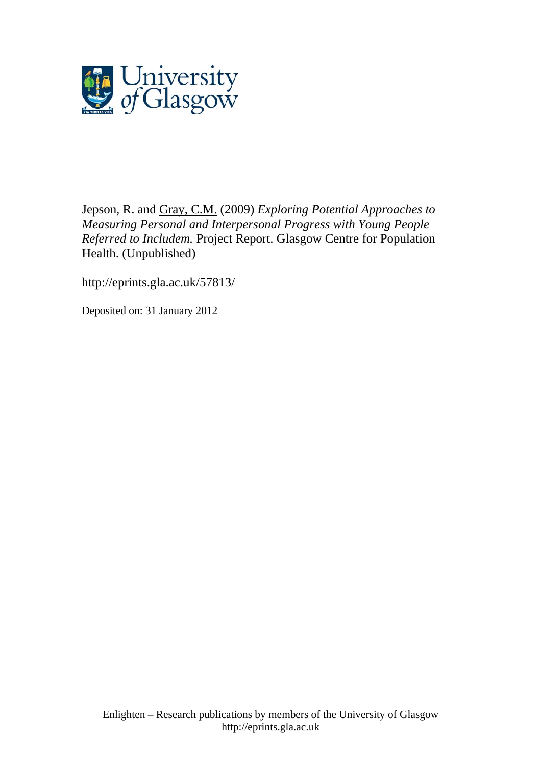Jepson, R. and Gray, C.M. (2009) *Exploring Potential Approaches to Measuring Personal and Interpersonal Progress with Young People Referred to Includem.* Project Report. Glasgow Centre for Population Health. (Unpublished)

http://eprints.gla.ac.uk/57813/

Deposited on: 31 January 2012

Enlighten – Research publications by members of the University of Glasgow
http://eprints.gla.ac.uk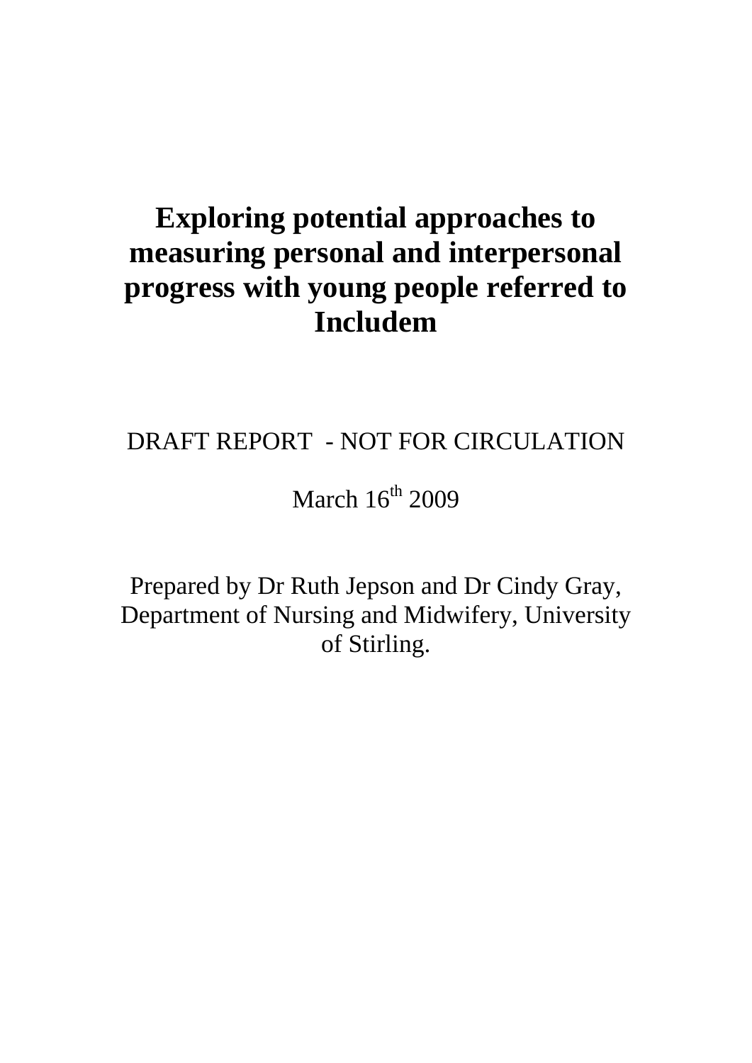# Exploring potential approaches to measuring personal and interpersonal progress with young people referred to Includem

DRAFT REPORT - NOT FOR CIRCULATION

March 16th 2009

Prepared by Dr Ruth Jepson and Dr Cindy Gray, Department of Nursing and Midwifery, University of Stirling.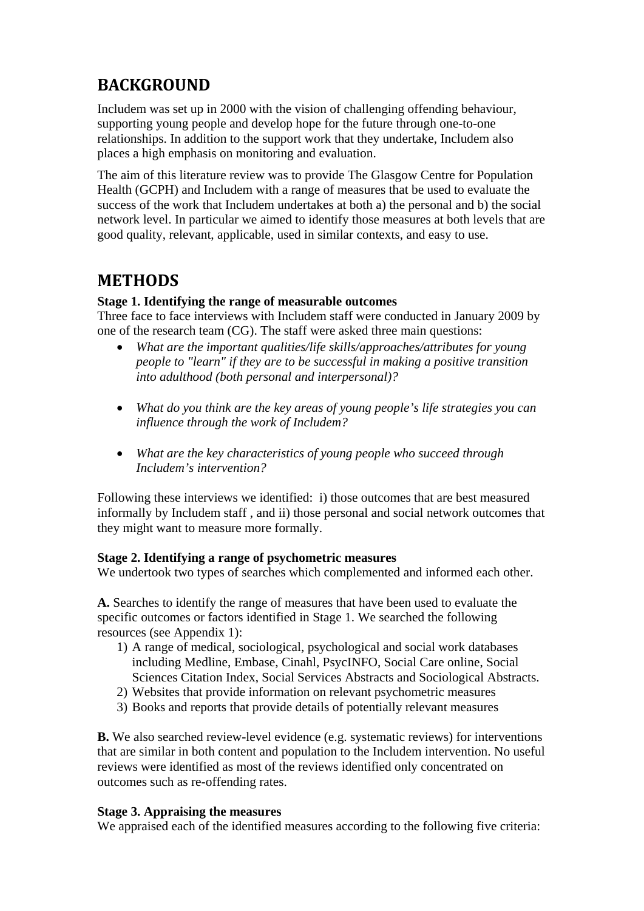# BACKGROUND

Includem was set up in 2000 with the vision of challenging offending behaviour, supporting young people and develop hope for the future through one-to-one relationships. In addition to the support work that they undertake, Includem also places a high emphasis on monitoring and evaluation.

The aim of this literature review was to provide The Glasgow Centre for Population Health (GCPH) and Includem with a range of measures that be used to evaluate the success of the work that Includem undertakes at both a) the personal and b) the social network level. In particular we aimed to identify those measures at both levels that are good quality, relevant, applicable, used in similar contexts, and easy to use.

# METHODS

**Stage 1. Identifying the range of measurable outcomes**
Three face to face interviews with Includem staff were conducted in January 2009 by one of the research team (CG). The staff were asked three main questions:

- *What are the important qualities/life skills/approaches/attributes for young people to "learn" if they are to be successful in making a positive transition into adulthood (both personal and interpersonal)?*
- *What do you think are the key areas of young people's life strategies you can influence through the work of Includem?*
- *What are the key characteristics of young people who succeed through Includem's intervention?*

Following these interviews we identified: i) those outcomes that are best measured informally by Includem staff , and ii) those personal and social network outcomes that they might want to measure more formally.

**Stage 2. Identifying a range of psychometric measures**
We undertook two types of searches which complemented and informed each other.

**A.** Searches to identify the range of measures that have been used to evaluate the specific outcomes or factors identified in Stage 1. We searched the following resources (see Appendix 1):

1) A range of medical, sociological, psychological and social work databases including Medline, Embase, Cinahl, PsycINFO, Social Care online, Social Sciences Citation Index, Social Services Abstracts and Sociological Abstracts.
2) Websites that provide information on relevant psychometric measures
3) Books and reports that provide details of potentially relevant measures

**B.** We also searched review-level evidence (e.g. systematic reviews) for interventions that are similar in both content and population to the Includem intervention. No useful reviews were identified as most of the reviews identified only concentrated on outcomes such as re-offending rates.

**Stage 3. Appraising the measures**
We appraised each of the identified measures according to the following five criteria: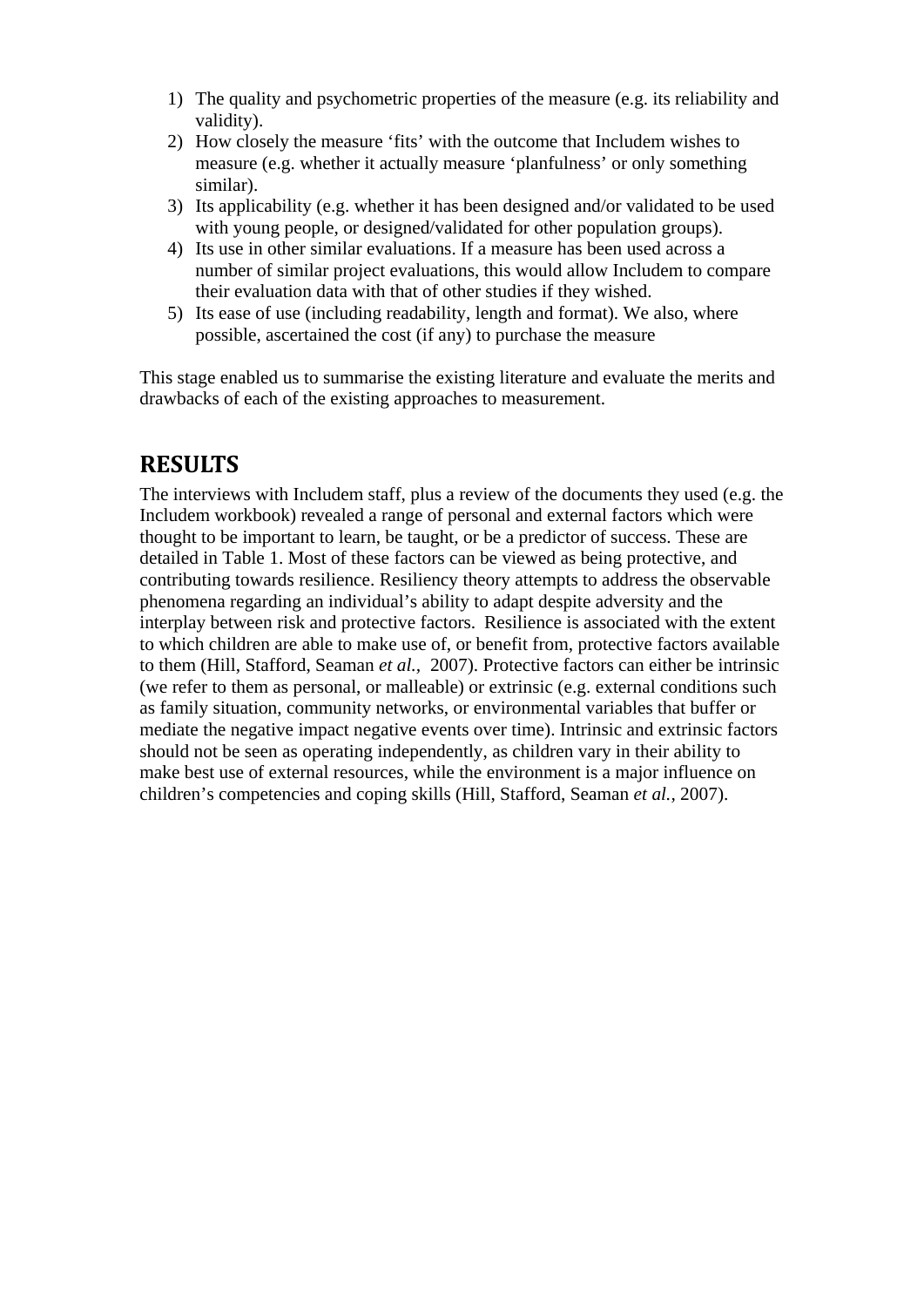1) The quality and psychometric properties of the measure (e.g. its reliability and validity).
2) How closely the measure 'fits' with the outcome that Includem wishes to measure (e.g. whether it actually measure 'planfulness' or only something similar).
3) Its applicability (e.g. whether it has been designed and/or validated to be used with young people, or designed/validated for other population groups).
4) Its use in other similar evaluations. If a measure has been used across a number of similar project evaluations, this would allow Includem to compare their evaluation data with that of other studies if they wished.
5) Its ease of use (including readability, length and format). We also, where possible, ascertained the cost (if any) to purchase the measure

This stage enabled us to summarise the existing literature and evaluate the merits and drawbacks of each of the existing approaches to measurement.

## RESULTS

The interviews with Includem staff, plus a review of the documents they used (e.g. the Includem workbook) revealed a range of personal and external factors which were thought to be important to learn, be taught, or be a predictor of success. These are detailed in Table 1. Most of these factors can be viewed as being protective, and contributing towards resilience. Resiliency theory attempts to address the observable phenomena regarding an individual's ability to adapt despite adversity and the interplay between risk and protective factors. Resilience is associated with the extent to which children are able to make use of, or benefit from, protective factors available to them (Hill, Stafford, Seaman *et al.*, 2007). Protective factors can either be intrinsic (we refer to them as personal, or malleable) or extrinsic (e.g. external conditions such as family situation, community networks, or environmental variables that buffer or mediate the negative impact negative events over time). Intrinsic and extrinsic factors should not be seen as operating independently, as children vary in their ability to make best use of external resources, while the environment is a major influence on children's competencies and coping skills (Hill, Stafford, Seaman *et al.*, 2007).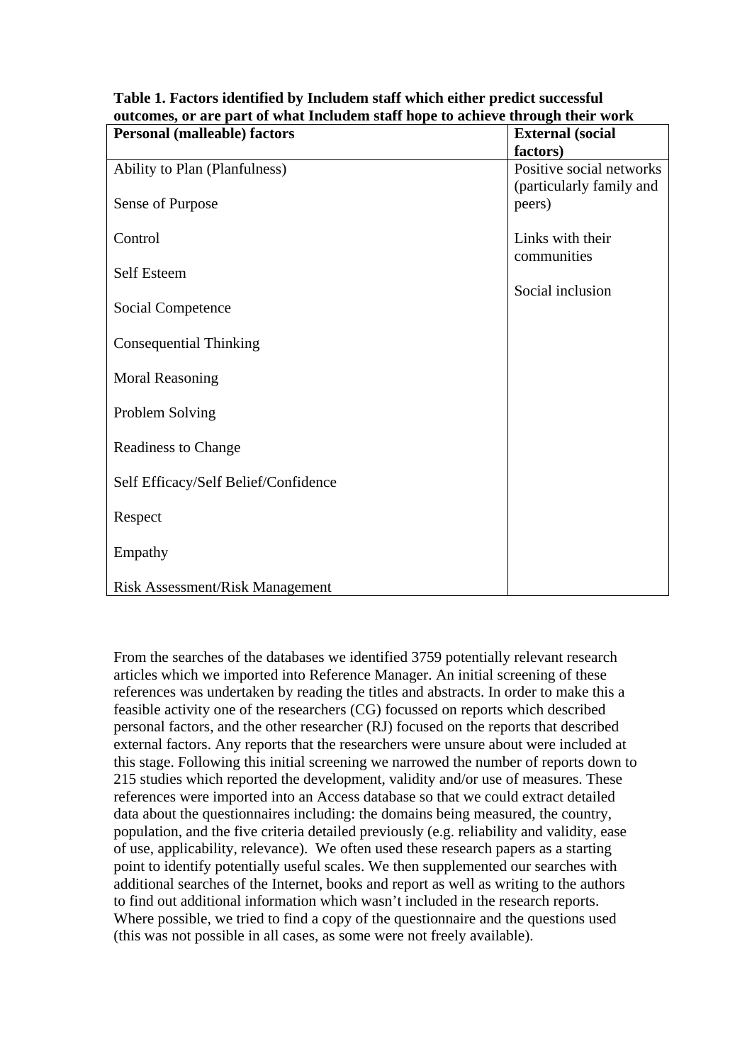**Table 1. Factors identified by Includem staff which either predict successful outcomes, or are part of what Includem staff hope to achieve through their work**

| Personal (malleable) factors | External (social factors) |
| --- | --- |
| Ability to Plan (Planfulness) | Positive social networks (particularly family and peers) |
| Sense of Purpose | |
| Control | Links with their communities |
| Self Esteem | Social inclusion |
| Social Competence | |
| Consequential Thinking | |
| Moral Reasoning | |
| Problem Solving | |
| Readiness to Change | |
| Self Efficacy/Self Belief/Confidence | |
| Respect | |
| Empathy | |
| Risk Assessment/Risk Management | |

From the searches of the databases we identified 3759 potentially relevant research articles which we imported into Reference Manager. An initial screening of these references was undertaken by reading the titles and abstracts. In order to make this a feasible activity one of the researchers (CG) focussed on reports which described personal factors, and the other researcher (RJ) focused on the reports that described external factors. Any reports that the researchers were unsure about were included at this stage. Following this initial screening we narrowed the number of reports down to 215 studies which reported the development, validity and/or use of measures. These references were imported into an Access database so that we could extract detailed data about the questionnaires including: the domains being measured, the country, population, and the five criteria detailed previously (e.g. reliability and validity, ease of use, applicability, relevance). We often used these research papers as a starting point to identify potentially useful scales. We then supplemented our searches with additional searches of the Internet, books and report as well as writing to the authors to find out additional information which wasn't included in the research reports. Where possible, we tried to find a copy of the questionnaire and the questions used (this was not possible in all cases, as some were not freely available).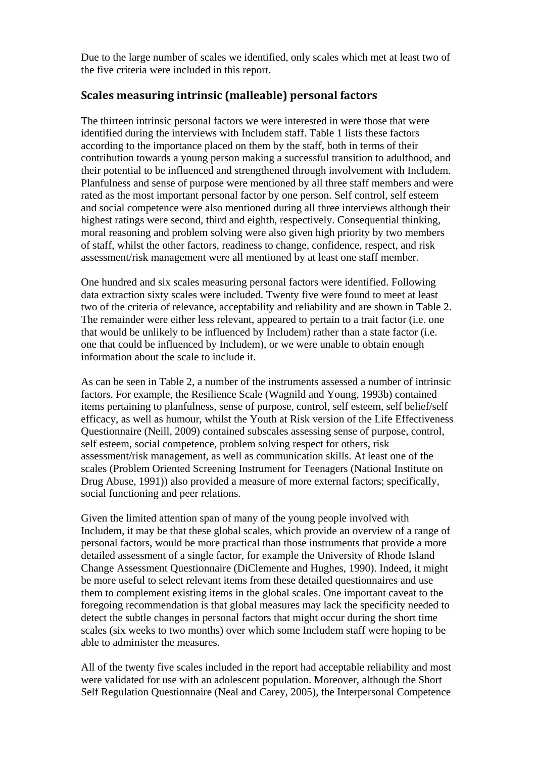Due to the large number of scales we identified, only scales which met at least two of the five criteria were included in this report.

## Scales measuring intrinsic (malleable) personal factors

The thirteen intrinsic personal factors we were interested in were those that were identified during the interviews with Includem staff. Table 1 lists these factors according to the importance placed on them by the staff, both in terms of their contribution towards a young person making a successful transition to adulthood, and their potential to be influenced and strengthened through involvement with Includem. Planfulness and sense of purpose were mentioned by all three staff members and were rated as the most important personal factor by one person. Self control, self esteem and social competence were also mentioned during all three interviews although their highest ratings were second, third and eighth, respectively. Consequential thinking, moral reasoning and problem solving were also given high priority by two members of staff, whilst the other factors, readiness to change, confidence, respect, and risk assessment/risk management were all mentioned by at least one staff member.

One hundred and six scales measuring personal factors were identified. Following data extraction sixty scales were included. Twenty five were found to meet at least two of the criteria of relevance, acceptability and reliability and are shown in Table 2. The remainder were either less relevant, appeared to pertain to a trait factor (i.e. one that would be unlikely to be influenced by Includem) rather than a state factor (i.e. one that could be influenced by Includem), or we were unable to obtain enough information about the scale to include it.

As can be seen in Table 2, a number of the instruments assessed a number of intrinsic factors. For example, the Resilience Scale (Wagnild and Young, 1993b) contained items pertaining to planfulness, sense of purpose, control, self esteem, self belief/self efficacy, as well as humour, whilst the Youth at Risk version of the Life Effectiveness Questionnaire (Neill, 2009) contained subscales assessing sense of purpose, control, self esteem, social competence, problem solving respect for others, risk assessment/risk management, as well as communication skills. At least one of the scales (Problem Oriented Screening Instrument for Teenagers (National Institute on Drug Abuse, 1991)) also provided a measure of more external factors; specifically, social functioning and peer relations.

Given the limited attention span of many of the young people involved with Includem, it may be that these global scales, which provide an overview of a range of personal factors, would be more practical than those instruments that provide a more detailed assessment of a single factor, for example the University of Rhode Island Change Assessment Questionnaire (DiClemente and Hughes, 1990). Indeed, it might be more useful to select relevant items from these detailed questionnaires and use them to complement existing items in the global scales. One important caveat to the foregoing recommendation is that global measures may lack the specificity needed to detect the subtle changes in personal factors that might occur during the short time scales (six weeks to two months) over which some Includem staff were hoping to be able to administer the measures.

All of the twenty five scales included in the report had acceptable reliability and most were validated for use with an adolescent population. Moreover, although the Short Self Regulation Questionnaire (Neal and Carey, 2005), the Interpersonal Competence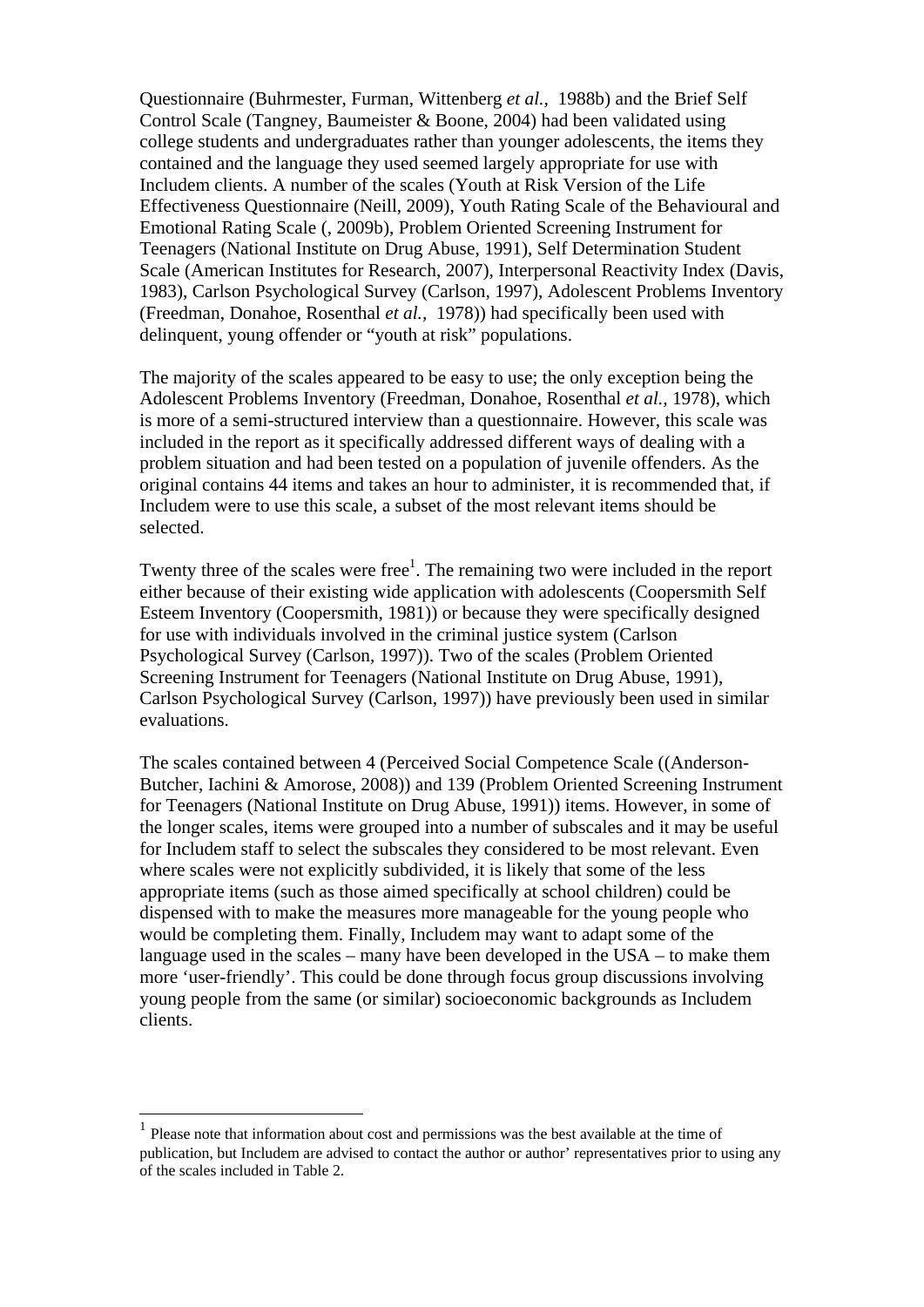Questionnaire (Buhrmester, Furman, Wittenberg *et al.,* 1988b) and the Brief Self Control Scale (Tangney, Baumeister & Boone, 2004) had been validated using college students and undergraduates rather than younger adolescents, the items they contained and the language they used seemed largely appropriate for use with Includem clients. A number of the scales (Youth at Risk Version of the Life Effectiveness Questionnaire (Neill, 2009), Youth Rating Scale of the Behavioural and Emotional Rating Scale (, 2009b), Problem Oriented Screening Instrument for Teenagers (National Institute on Drug Abuse, 1991), Self Determination Student Scale (American Institutes for Research, 2007), Interpersonal Reactivity Index (Davis, 1983), Carlson Psychological Survey (Carlson, 1997), Adolescent Problems Inventory (Freedman, Donahoe, Rosenthal *et al.,* 1978)) had specifically been used with delinquent, young offender or "youth at risk" populations.

The majority of the scales appeared to be easy to use; the only exception being the Adolescent Problems Inventory (Freedman, Donahoe, Rosenthal *et al.,* 1978), which is more of a semi-structured interview than a questionnaire. However, this scale was included in the report as it specifically addressed different ways of dealing with a problem situation and had been tested on a population of juvenile offenders. As the original contains 44 items and takes an hour to administer, it is recommended that, if Includem were to use this scale, a subset of the most relevant items should be selected.

Twenty three of the scales were free[1]. The remaining two were included in the report either because of their existing wide application with adolescents (Coopersmith Self Esteem Inventory (Coopersmith, 1981)) or because they were specifically designed for use with individuals involved in the criminal justice system (Carlson Psychological Survey (Carlson, 1997)). Two of the scales (Problem Oriented Screening Instrument for Teenagers (National Institute on Drug Abuse, 1991), Carlson Psychological Survey (Carlson, 1997)) have previously been used in similar evaluations.

The scales contained between 4 (Perceived Social Competence Scale ((Anderson-Butcher, Iachini & Amorose, 2008)) and 139 (Problem Oriented Screening Instrument for Teenagers (National Institute on Drug Abuse, 1991)) items. However, in some of the longer scales, items were grouped into a number of subscales and it may be useful for Includem staff to select the subscales they considered to be most relevant. Even where scales were not explicitly subdivided, it is likely that some of the less appropriate items (such as those aimed specifically at school children) could be dispensed with to make the measures more manageable for the young people who would be completing them. Finally, Includem may want to adapt some of the language used in the scales – many have been developed in the USA – to make them more 'user-friendly'. This could be done through focus group discussions involving young people from the same (or similar) socioeconomic backgrounds as Includem clients.

---

[1] Please note that information about cost and permissions was the best available at the time of publication, but Includem are advised to contact the author or author' representatives prior to using any of the scales included in Table 2.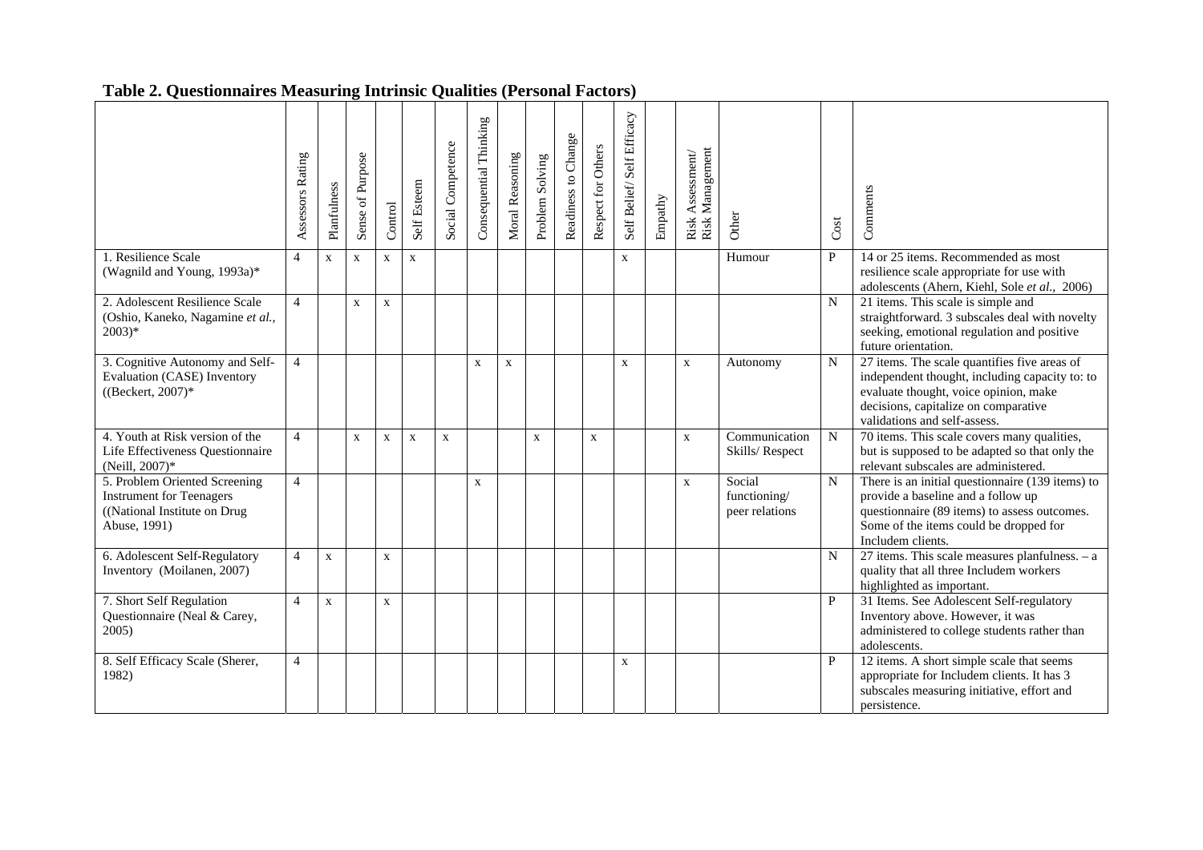**Table 2. Questionnaires Measuring Intrinsic Qualities (Personal Factors)**

| | Assessors Rating | Planfulness | Sense of Purpose | Control | Self Esteem | Social Competence | Consequential Thinking | Moral Reasoning | Problem Solving | Readiness to Change | Respect for Others | Self Belief/ Self Efficacy | Empathy | Risk Assessment/ Risk Management | Other | Cost | Comments |
|---|---|---|---|---|---|---|---|---|---|---|---|---|---|---|---|---|---|
| 1. Resilience Scale (Wagnild and Young, 1993a)* | 4 | x | x | x | x | | | | | | | x | | | Humour | P | 14 or 25 items. Recommended as most resilience scale appropriate for use with adolescents (Ahern, Kiehl, Sole *et al.*, 2006) |
| 2. Adolescent Resilience Scale (Oshio, Kaneko, Nagamine *et al.*, 2003)* | 4 | | x | x | | | | | | | | | | | | N | 21 items. This scale is simple and straightforward. 3 subscales deal with novelty seeking, emotional regulation and positive future orientation. |
| 3. Cognitive Autonomy and Self-Evaluation (CASE) Inventory ((Beckert, 2007)* | 4 | | | | | | x | x | | | | x | | x | Autonomy | N | 27 items. The scale quantifies five areas of independent thought, including capacity to: to evaluate thought, voice opinion, make decisions, capitalize on comparative validations and self-assess. |
| 4. Youth at Risk version of the Life Effectiveness Questionnaire (Neill, 2007)* | 4 | | x | x | x | x | | | x | | x | | | x | Communication Skills/ Respect | N | 70 items. This scale covers many qualities, but is supposed to be adapted so that only the relevant subscales are administered. |
| 5. Problem Oriented Screening Instrument for Teenagers ((National Institute on Drug Abuse, 1991) | 4 | | | | | | x | | | | | | | x | Social functioning/ peer relations | N | There is an initial questionnaire (139 items) to provide a baseline and a follow up questionnaire (89 items) to assess outcomes. Some of the items could be dropped for Includem clients. |
| 6. Adolescent Self-Regulatory Inventory (Moilanen, 2007) | 4 | x | | x | | | | | | | | | | | | N | 27 items. This scale measures planfulness. – a quality that all three Includem workers highlighted as important. |
| 7. Short Self Regulation Questionnaire (Neal & Carey, 2005) | 4 | x | | x | | | | | | | | | | | | P | 31 Items. See Adolescent Self-regulatory Inventory above. However, it was administered to college students rather than adolescents. |
| 8. Self Efficacy Scale (Sherer, 1982) | 4 | | | | | | | | | | | x | | | | P | 12 items. A short simple scale that seems appropriate for Includem clients. It has 3 subscales measuring initiative, effort and persistence. |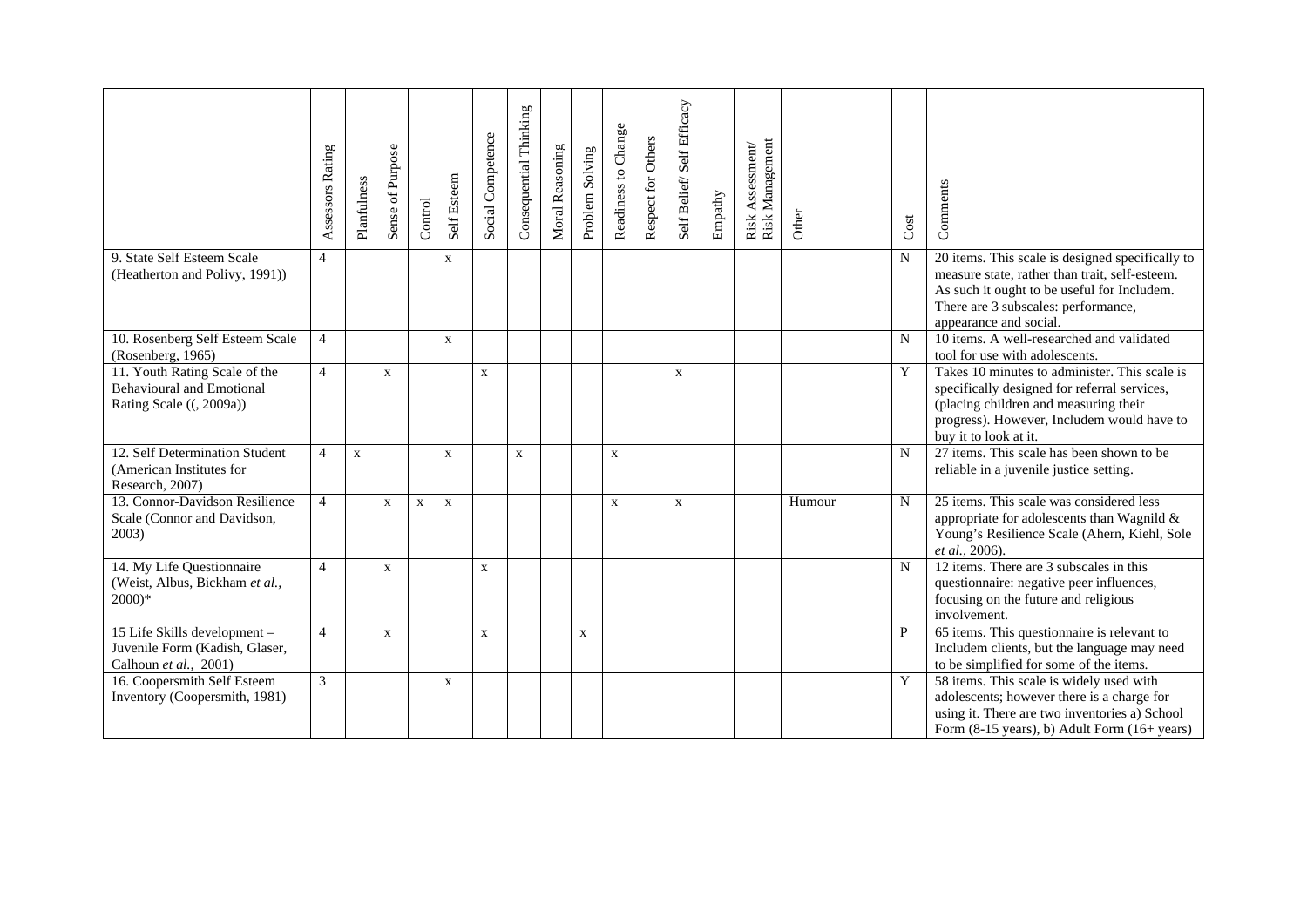| | Assessors Rating | Planfulness | Sense of Purpose | Control | Self Esteem | Social Competence | Consequential Thinking | Moral Reasoning | Problem Solving | Readiness to Change | Respect for Others | Self Belief/ Self Efficacy | Empathy | Risk Assessment/ Risk Management | Other | Cost | Comments |
|---|---|---|---|---|---|---|---|---|---|---|---|---|---|---|---|---|---|
| 9. State Self Esteem Scale (Heatherton and Polivy, 1991)) | 4 | | | | x | | | | | | | | | | | N | 20 items. This scale is designed specifically to measure state, rather than trait, self-esteem. As such it ought to be useful for Includem. There are 3 subscales: performance, appearance and social. |
| 10. Rosenberg Self Esteem Scale (Rosenberg, 1965) | 4 | | | | x | | | | | | | | | | | N | 10 items. A well-researched and validated tool for use with adolescents. |
| 11. Youth Rating Scale of the Behavioural and Emotional Rating Scale ((, 2009a)) | 4 | | x | | | x | | | | | | x | | | | Y | Takes 10 minutes to administer. This scale is specifically designed for referral services, (placing children and measuring their progress). However, Includem would have to buy it to look at it. |
| 12. Self Determination Student (American Institutes for Research, 2007) | 4 | x | | | x | | x | | | x | | | | | | N | 27 items. This scale has been shown to be reliable in a juvenile justice setting. |
| 13. Connor-Davidson Resilience Scale (Connor and Davidson, 2003) | 4 | | x | x | x | | | | | x | | x | | | Humour | N | 25 items. This scale was considered less appropriate for adolescents than Wagnild & Young's Resilience Scale (Ahern, Kiehl, Sole *et al.*, 2006). |
| 14. My Life Questionnaire (Weist, Albus, Bickham *et al.*, 2000)* | 4 | | x | | | x | | | | | | | | | | N | 12 items. There are 3 subscales in this questionnaire: negative peer influences, focusing on the future and religious involvement. |
| 15 Life Skills development – Juvenile Form (Kadish, Glaser, Calhoun *et al.*, 2001) | 4 | | x | | | x | | | x | | | | | | | P | 65 items. This questionnaire is relevant to Includem clients, but the language may need to be simplified for some of the items. |
| 16. Coopersmith Self Esteem Inventory (Coopersmith, 1981) | 3 | | | | x | | | | | | | | | | | Y | 58 items. This scale is widely used with adolescents; however there is a charge for using it. There are two inventories a) School Form (8-15 years), b) Adult Form (16+ years) |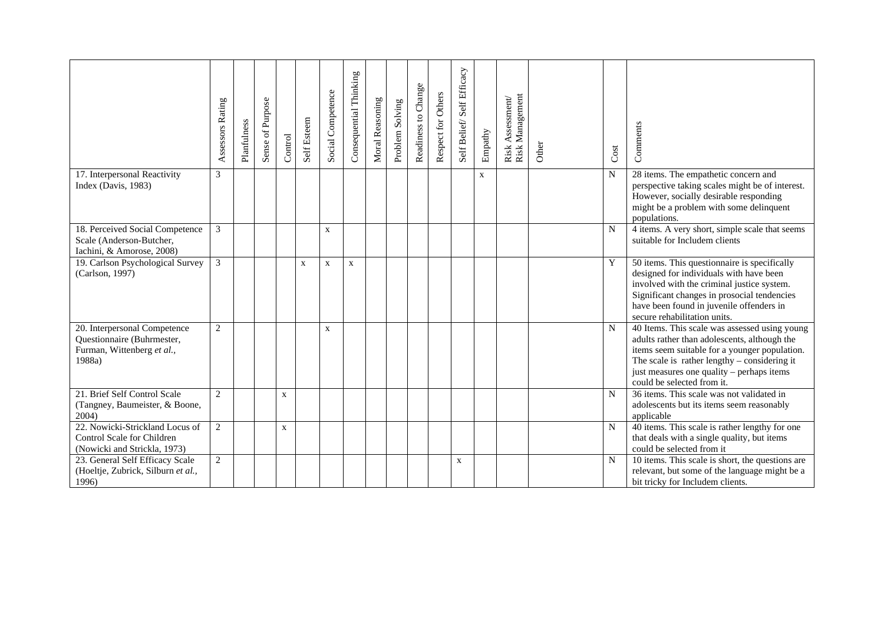| | Assessors Rating | Planfulness | Sense of Purpose | Control | Self Esteem | Social Competence | Consequential Thinking | Moral Reasoning | Problem Solving | Readiness to Change | Respect for Others | Self Belief/ Self Efficacy | Empathy | Risk Assessment/ Risk Management | Other | Cost | Comments |
|---|---|---|---|---|---|---|---|---|---|---|---|---|---|---|---|---|---|
| 17. Interpersonal Reactivity Index (Davis, 1983) | 3 | | | | | | | | | | | | x | | | N | 28 items. The empathetic concern and perspective taking scales might be of interest. However, socially desirable responding might be a problem with some delinquent populations. |
| 18. Perceived Social Competence Scale (Anderson-Butcher, Iachini, & Amorose, 2008) | 3 | | | | | x | | | | | | | | | | N | 4 items. A very short, simple scale that seems suitable for Includem clients |
| 19. Carlson Psychological Survey (Carlson, 1997) | 3 | | | | x | x | x | | | | | | | | | Y | 50 items. This questionnaire is specifically designed for individuals with have been involved with the criminal justice system. Significant changes in prosocial tendencies have been found in juvenile offenders in secure rehabilitation units. |
| 20. Interpersonal Competence Questionnaire (Buhrmester, Furman, Wittenberg *et al.*, 1988a) | 2 | | | | | x | | | | | | | | | | N | 40 Items. This scale was assessed using young adults rather than adolescents, although the items seem suitable for a younger population. The scale is rather lengthy – considering it just measures one quality – perhaps items could be selected from it. |
| 21. Brief Self Control Scale (Tangney, Baumeister, & Boone, 2004) | 2 | | | x | | | | | | | | | | | | N | 36 items. This scale was not validated in adolescents but its items seem reasonably applicable |
| 22. Nowicki-Strickland Locus of Control Scale for Children (Nowicki and Strickla, 1973) | 2 | | | x | | | | | | | | | | | | N | 40 items. This scale is rather lengthy for one that deals with a single quality, but items could be selected from it |
| 23. General Self Efficacy Scale (Hoeltje, Zubrick, Silburn *et al.*, 1996) | 2 | | | | | | | | | | | x | | | | N | 10 items. This scale is short, the questions are relevant, but some of the language might be a bit tricky for Includem clients. |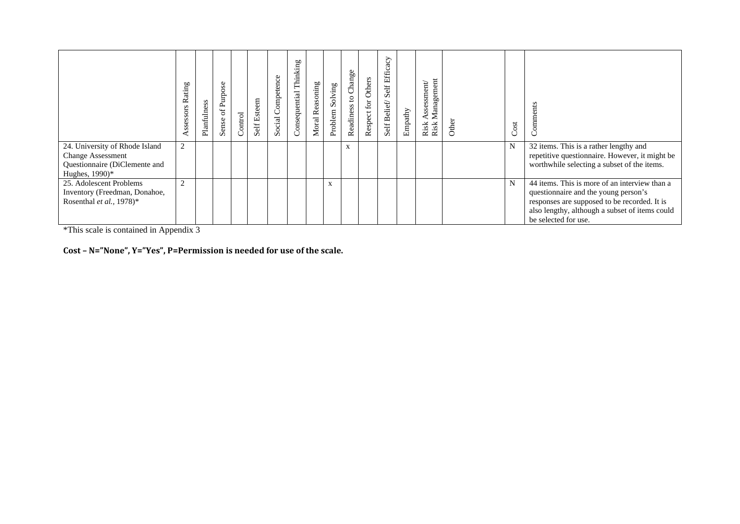| | Assessors Rating | Planfulness | Sense of Purpose | Control | Self Esteem | Social Competence | Consequential Thinking | Moral Reasoning | Problem Solving | Readiness to Change | Respect for Others | Self Belief/ Self Efficacy | Empathy | Risk Assessment/ Risk Management | Other | Cost | Comments |
|---|---|---|---|---|---|---|---|---|---|---|---|---|---|---|---|---|---|
| 24. University of Rhode Island Change Assessment Questionnaire (DiClemente and Hughes, 1990)* | 2 | | | | | | | | | x | | | | | | N | 32 items. This is a rather lengthy and repetitive questionnaire. However, it might be worthwhile selecting a subset of the items. |
| 25. Adolescent Problems Inventory (Freedman, Donahoe, Rosenthal *et al.*, 1978)* | 2 | | | | | | | | x | | | | | | | N | 44 items. This is more of an interview than a questionnaire and the young person's responses are supposed to be recorded. It is also lengthy, although a subset of items could be selected for use. |

*This scale is contained in Appendix 3

**Cost – N="None", Y="Yes", P=Permission is needed for use of the scale.**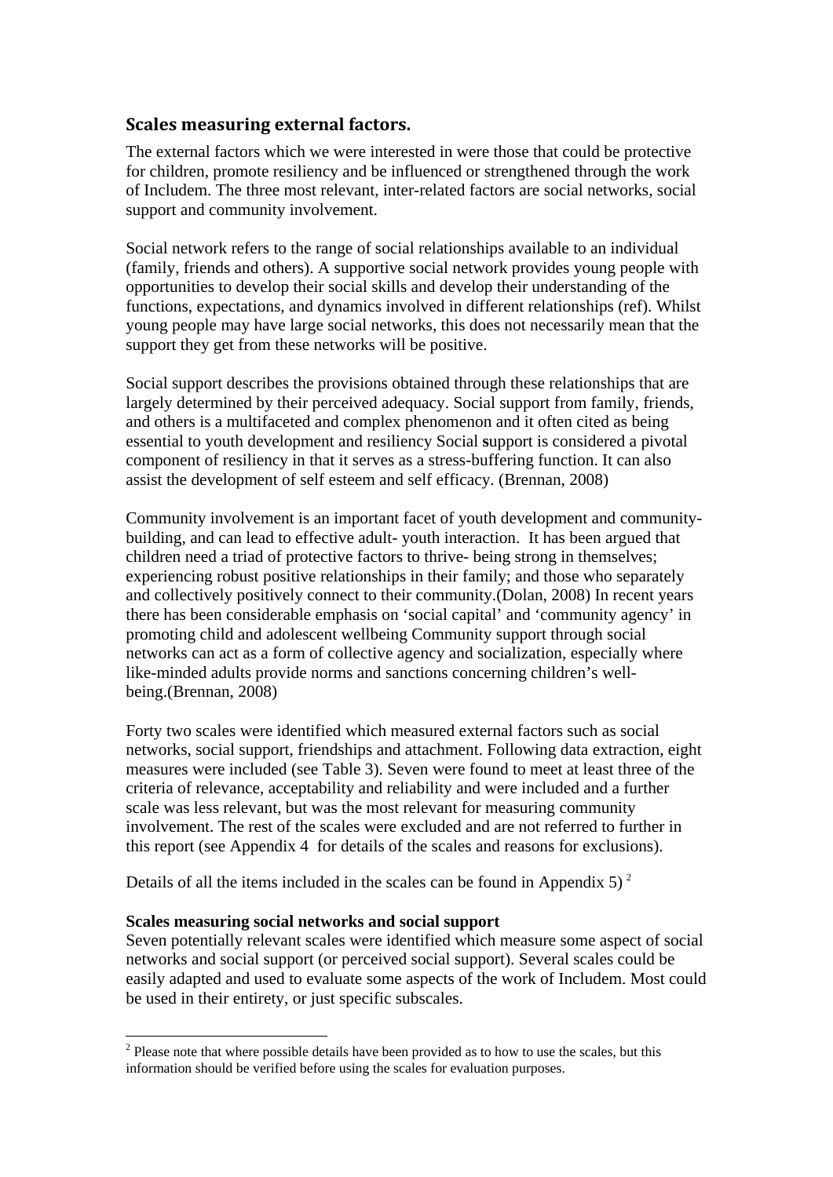## Scales measuring external factors.

The external factors which we were interested in were those that could be protective for children, promote resiliency and be influenced or strengthened through the work of Includem. The three most relevant, inter-related factors are social networks, social support and community involvement.

Social network refers to the range of social relationships available to an individual (family, friends and others). A supportive social network provides young people with opportunities to develop their social skills and develop their understanding of the functions, expectations, and dynamics involved in different relationships (ref). Whilst young people may have large social networks, this does not necessarily mean that the support they get from these networks will be positive.

Social support describes the provisions obtained through these relationships that are largely determined by their perceived adequacy. Social support from family, friends, and others is a multifaceted and complex phenomenon and it often cited as being essential to youth development and resiliency Social **s**upport is considered a pivotal component of resiliency in that it serves as a stress-buffering function. It can also assist the development of self esteem and self efficacy. (Brennan, 2008)

Community involvement is an important facet of youth development and community-building, and can lead to effective adult- youth interaction. It has been argued that children need a triad of protective factors to thrive- being strong in themselves; experiencing robust positive relationships in their family; and those who separately and collectively positively connect to their community.(Dolan, 2008) In recent years there has been considerable emphasis on 'social capital' and 'community agency' in promoting child and adolescent wellbeing Community support through social networks can act as a form of collective agency and socialization, especially where like-minded adults provide norms and sanctions concerning children's well-being.(Brennan, 2008)

Forty two scales were identified which measured external factors such as social networks, social support, friendships and attachment. Following data extraction, eight measures were included (see Table 3). Seven were found to meet at least three of the criteria of relevance, acceptability and reliability and were included and a further scale was less relevant, but was the most relevant for measuring community involvement. The rest of the scales were excluded and are not referred to further in this report (see Appendix 4 for details of the scales and reasons for exclusions).

Details of all the items included in the scales can be found in Appendix 5) [2]

**Scales measuring social networks and social support**

Seven potentially relevant scales were identified which measure some aspect of social networks and social support (or perceived social support). Several scales could be easily adapted and used to evaluate some aspects of the work of Includem. Most could be used in their entirety, or just specific subscales.

[2] Please note that where possible details have been provided as to how to use the scales, but this information should be verified before using the scales for evaluation purposes.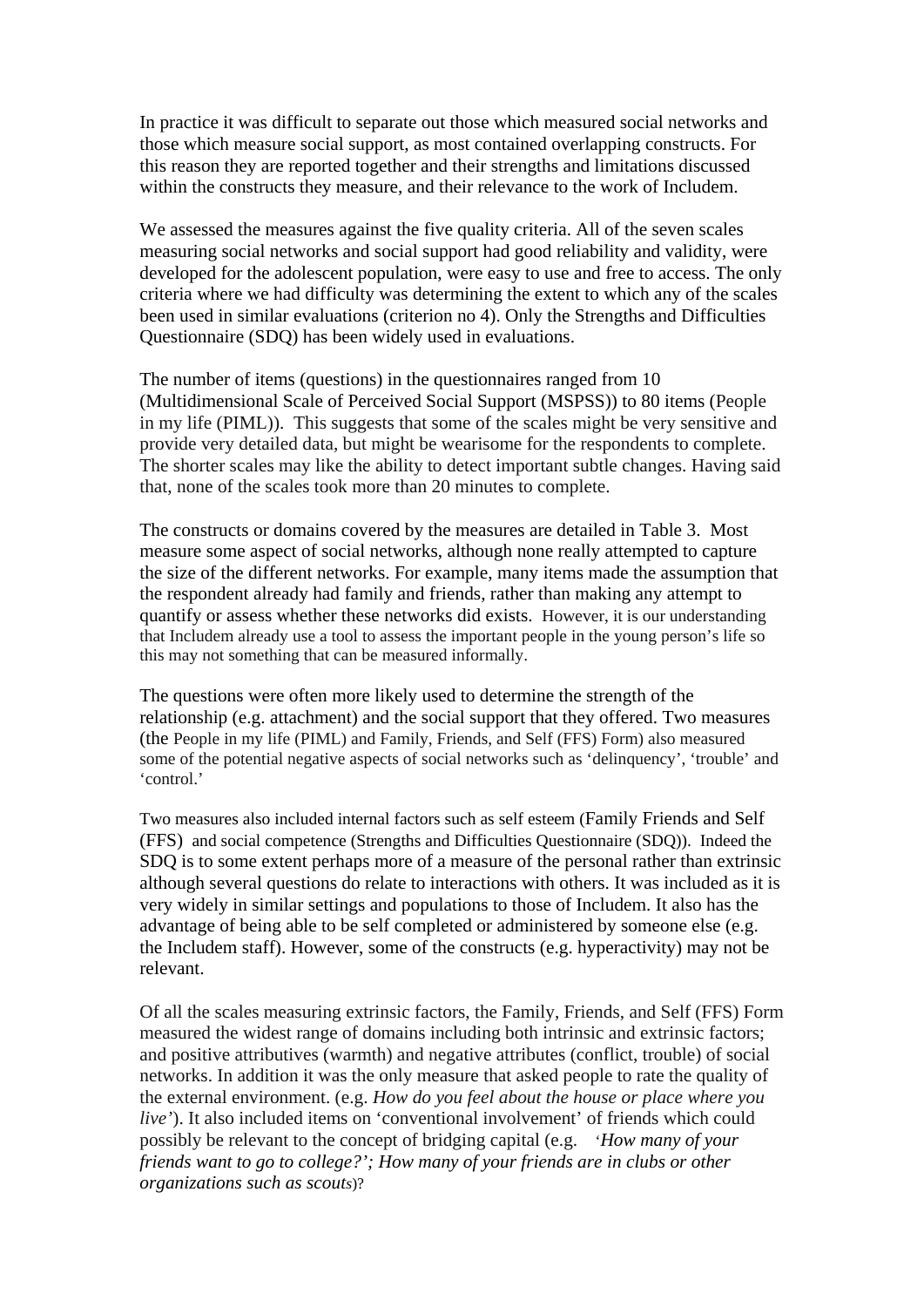In practice it was difficult to separate out those which measured social networks and those which measure social support, as most contained overlapping constructs. For this reason they are reported together and their strengths and limitations discussed within the constructs they measure, and their relevance to the work of Includem.

We assessed the measures against the five quality criteria. All of the seven scales measuring social networks and social support had good reliability and validity, were developed for the adolescent population, were easy to use and free to access. The only criteria where we had difficulty was determining the extent to which any of the scales been used in similar evaluations (criterion no 4). Only the Strengths and Difficulties Questionnaire (SDQ) has been widely used in evaluations.

The number of items (questions) in the questionnaires ranged from 10 (Multidimensional Scale of Perceived Social Support (MSPSS)) to 80 items (People in my life (PIML)). This suggests that some of the scales might be very sensitive and provide very detailed data, but might be wearisome for the respondents to complete. The shorter scales may like the ability to detect important subtle changes. Having said that, none of the scales took more than 20 minutes to complete.

The constructs or domains covered by the measures are detailed in Table 3. Most measure some aspect of social networks, although none really attempted to capture the size of the different networks. For example, many items made the assumption that the respondent already had family and friends, rather than making any attempt to quantify or assess whether these networks did exists. However, it is our understanding that Includem already use a tool to assess the important people in the young person's life so this may not something that can be measured informally.

The questions were often more likely used to determine the strength of the relationship (e.g. attachment) and the social support that they offered. Two measures (the People in my life (PIML) and Family, Friends, and Self (FFS) Form) also measured some of the potential negative aspects of social networks such as 'delinquency', 'trouble' and 'control.'

Two measures also included internal factors such as self esteem (Family Friends and Self (FFS) and social competence (Strengths and Difficulties Questionnaire (SDQ)). Indeed the SDQ is to some extent perhaps more of a measure of the personal rather than extrinsic although several questions do relate to interactions with others. It was included as it is very widely in similar settings and populations to those of Includem. It also has the advantage of being able to be self completed or administered by someone else (e.g. the Includem staff). However, some of the constructs (e.g. hyperactivity) may not be relevant.

Of all the scales measuring extrinsic factors, the Family, Friends, and Self (FFS) Form measured the widest range of domains including both intrinsic and extrinsic factors; and positive attributives (warmth) and negative attributes (conflict, trouble) of social networks. In addition it was the only measure that asked people to rate the quality of the external environment. (e.g. *How do you feel about the house or place where you live'*). It also included items on 'conventional involvement' of friends which could possibly be relevant to the concept of bridging capital (e.g. *'How many of your friends want to go to college?'; How many of your friends are in clubs or other organizations such as scouts*)?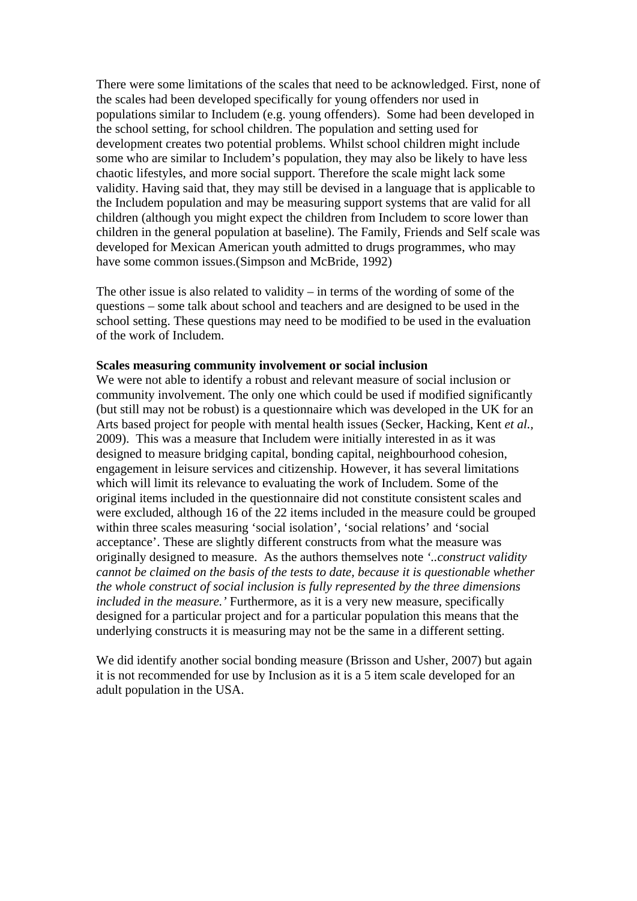There were some limitations of the scales that need to be acknowledged. First, none of the scales had been developed specifically for young offenders nor used in populations similar to Includem (e.g. young offenders).  Some had been developed in the school setting, for school children. The population and setting used for development creates two potential problems. Whilst school children might include some who are similar to Includem's population, they may also be likely to have less chaotic lifestyles, and more social support. Therefore the scale might lack some validity. Having said that, they may still be devised in a language that is applicable to the Includem population and may be measuring support systems that are valid for all children (although you might expect the children from Includem to score lower than children in the general population at baseline). The Family, Friends and Self scale was developed for Mexican American youth admitted to drugs programmes, who may have some common issues.(Simpson and McBride, 1992)

The other issue is also related to validity – in terms of the wording of some of the questions – some talk about school and teachers and are designed to be used in the school setting. These questions may need to be modified to be used in the evaluation of the work of Includem.

**Scales measuring community involvement or social inclusion**
We were not able to identify a robust and relevant measure of social inclusion or community involvement. The only one which could be used if modified significantly (but still may not be robust) is a questionnaire which was developed in the UK for an Arts based project for people with mental health issues (Secker, Hacking, Kent *et al.*, 2009).  This was a measure that Includem were initially interested in as it was designed to measure bridging capital, bonding capital, neighbourhood cohesion, engagement in leisure services and citizenship. However, it has several limitations which will limit its relevance to evaluating the work of Includem. Some of the original items included in the questionnaire did not constitute consistent scales and were excluded, although 16 of the 22 items included in the measure could be grouped within three scales measuring 'social isolation', 'social relations' and 'social acceptance'. These are slightly different constructs from what the measure was originally designed to measure.  As the authors themselves note *'..construct validity cannot be claimed on the basis of the tests to date, because it is questionable whether the whole construct of social inclusion is fully represented by the three dimensions included in the measure.'* Furthermore, as it is a very new measure, specifically designed for a particular project and for a particular population this means that the underlying constructs it is measuring may not be the same in a different setting.

We did identify another social bonding measure (Brisson and Usher, 2007) but again it is not recommended for use by Inclusion as it is a 5 item scale developed for an adult population in the USA.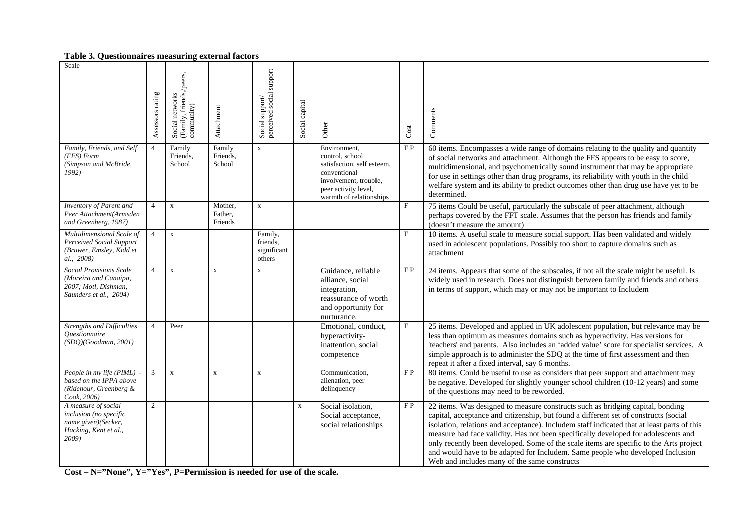**Table 3. Questionnaires measuring external factors**

| Scale | Assessors rating | Social networks (Family, friends,/peers, community) | Attachment | Social support/ perceived social support | Social capital | Other | Cost | Comments |
|---|---|---|---|---|---|---|---|---|
| *Family, Friends, and Self (FFS) Form (Simpson and McBride, 1992)* | 4 | Family Friends, School | Family Friends, School | x | | Environment, control, school satisfaction, self esteem, conventional involvement, trouble, peer activity level, warmth of relationships | F P | 60 items. Encompasses a wide range of domains relating to the quality and quantity of social networks and attachment. Although the FFS appears to be easy to score, multidimensional, and psychometrically sound instrument that may be appropriate for use in settings other than drug programs, its reliability with youth in the child welfare system and its ability to predict outcomes other than drug use have yet to be determined. |
| *Inventory of Parent and Peer Attachment(Armsden and Greenberg, 1987)* | 4 | x | Mother, Father, Friends | x | | | F | 75 items Could be useful, particularly the subscale of peer attachment, although perhaps covered by the FFT scale. Assumes that the person has friends and family (doesn't measure the amount) |
| *Multidimensional Scale of Perceived Social Support (Bruwer, Emsley, Kidd et al., 2008)* | 4 | x | | Family, friends, significant others | | | F | 10 items. A useful scale to measure social support. Has been validated and widely used in adolescent populations. Possibly too short to capture domains such as attachment |
| *Social Provisions Scale (Moreira and Canaipa, 2007; Motl, Dishman, Saunders et al., 2004)* | 4 | x | x | x | | Guidance, reliable alliance, social integration, reassurance of worth and opportunity for nurturance. | F P | 24 items. Appears that some of the subscales, if not all the scale might be useful. Is widely used in research. Does not distinguish between family and friends and others in terms of support, which may or may not be important to Includem |
| *Strengths and Difficulties Questionnaire (SDQ)(Goodman, 2001)* | 4 | Peer | | | | Emotional, conduct, hyperactivity-inattention, social competence | F | 25 items. Developed and applied in UK adolescent population, but relevance may be less than optimum as measures domains such as hyperactivity. Has versions for 'teachers' and parents. Also includes an 'added value' score for specialist services. A simple approach is to administer the SDQ at the time of first assessment and then repeat it after a fixed interval, say 6 months. |
| *People in my life (PIML) - based on the IPPA above (Ridenour, Greenberg & Cook, 2006)* | 3 | x | x | x | | Communication, alienation, peer delinquency | F P | 80 items. Could be useful to use as considers that peer support and attachment may be negative. Developed for slightly younger school children (10-12 years) and some of the questions may need to be reworded. |
| *A measure of social inclusion (no specific name given)(Secker, Hacking, Kent et al., 2009)* | 2 | | | | x | Social isolation, Social acceptance, social relationships | F P | 22 items. Was designed to measure constructs such as bridging capital, bonding capital, acceptance and citizenship, but found a different set of constructs (social isolation, relations and acceptance). Includem staff indicated that at least parts of this measure had face validity. Has not been specifically developed for adolescents and only recently been developed. Some of the scale items are specific to the Arts project and would have to be adapted for Includem. Same people who developed Inclusion Web and includes many of the same constructs |

**Cost – N="None", Y="Yes", P=Permission is needed for use of the scale.**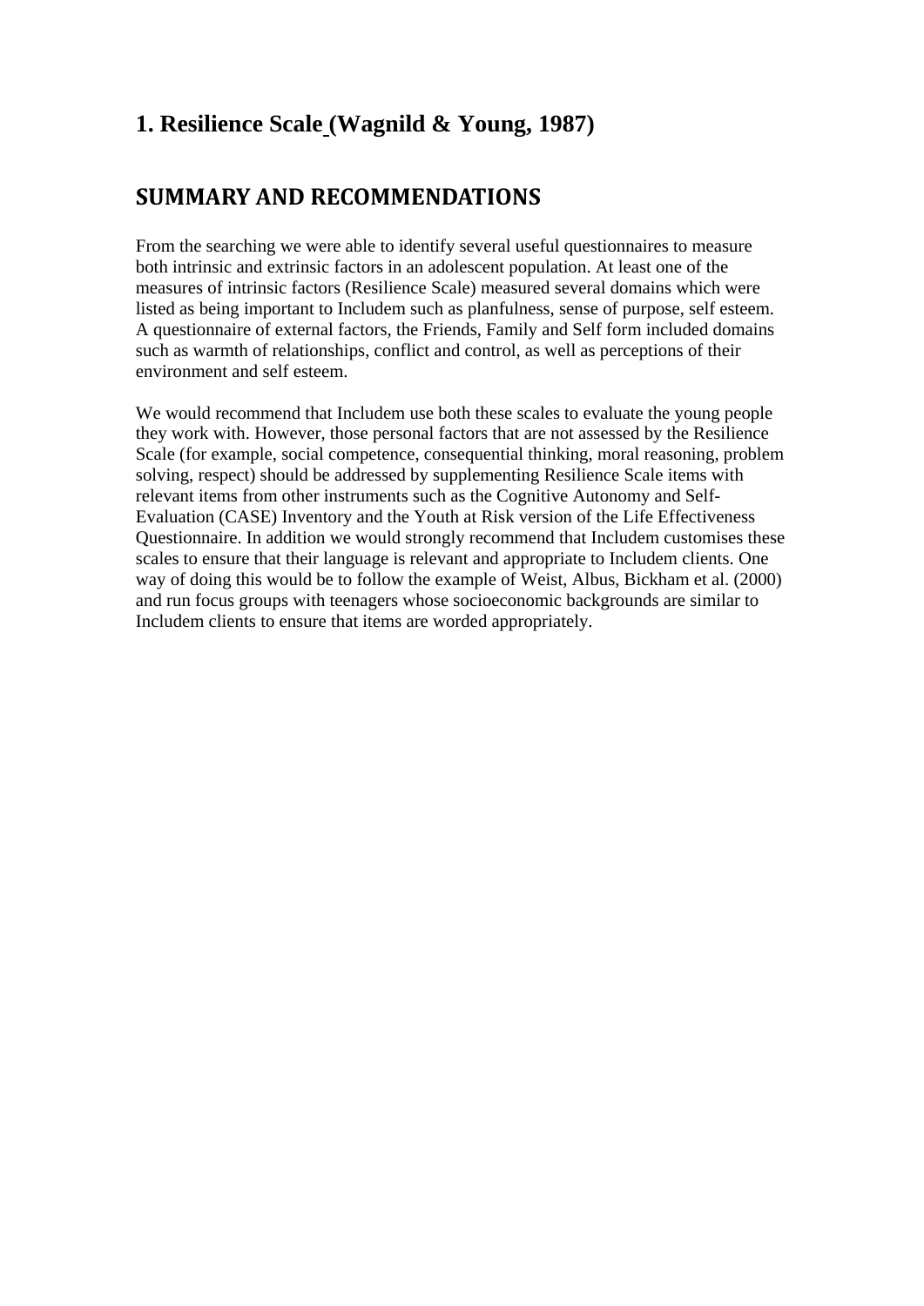### 1. Resilience Scale (Wagnild & Young, 1987)

## SUMMARY AND RECOMMENDATIONS

From the searching we were able to identify several useful questionnaires to measure both intrinsic and extrinsic factors in an adolescent population. At least one of the measures of intrinsic factors (Resilience Scale) measured several domains which were listed as being important to Includem such as planfulness, sense of purpose, self esteem. A questionnaire of external factors, the Friends, Family and Self form included domains such as warmth of relationships, conflict and control, as well as perceptions of their environment and self esteem.

We would recommend that Includem use both these scales to evaluate the young people they work with. However, those personal factors that are not assessed by the Resilience Scale (for example, social competence, consequential thinking, moral reasoning, problem solving, respect) should be addressed by supplementing Resilience Scale items with relevant items from other instruments such as the Cognitive Autonomy and Self-Evaluation (CASE) Inventory and the Youth at Risk version of the Life Effectiveness Questionnaire. In addition we would strongly recommend that Includem customises these scales to ensure that their language is relevant and appropriate to Includem clients. One way of doing this would be to follow the example of Weist, Albus, Bickham et al. (2000) and run focus groups with teenagers whose socioeconomic backgrounds are similar to Includem clients to ensure that items are worded appropriately.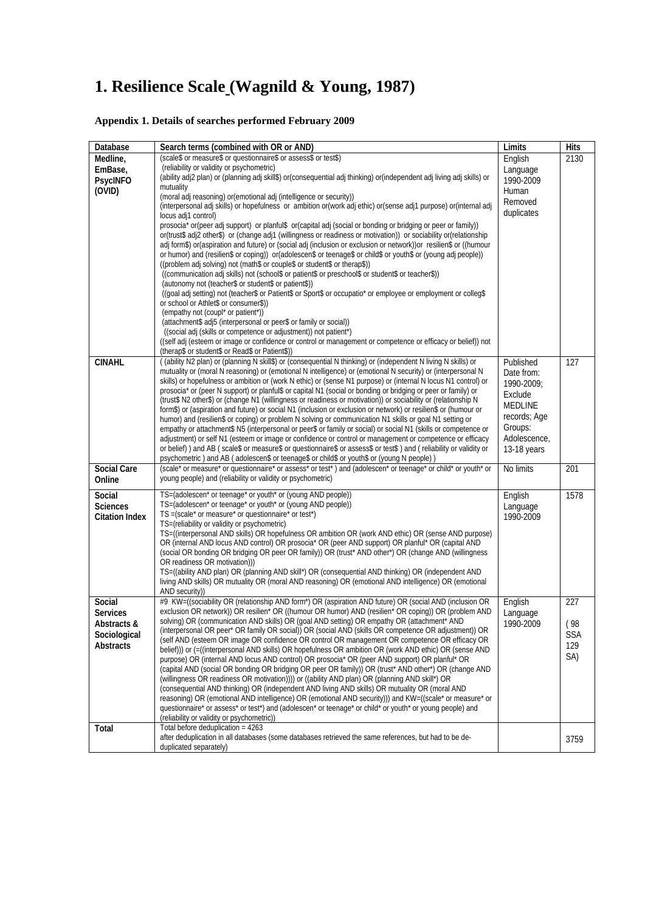# 1. Resilience Scale (Wagnild & Young, 1987)

### Appendix 1. Details of searches performed February 2009

| Database | Search terms (combined with OR or AND) | Limits | Hits |
|---|---|---|---|
| Medline, EmBase, PsycINFO (OVID) | (scale$ or measure$ or questionnaire$ or assess$ or test$)<br>(reliability or validity or psychometric)<br>(ability adj2 plan) or (planning adj skill$) or(consequential adj thinking) or(independent adj living adj skills) or mutuality<br>(moral adj reasoning) or(emotional adj (intelligence or security))<br>(interpersonal adj skills) or hopefulness or ambition or(work adj ethic) or(sense adj1 purpose) or(internal adj locus adj1 control)<br>prosocia* or(peer adj support) or planful$ or(capital adj (social or bonding or bridging or peer or family)) or(trust$ adj2 other$) or (change adj1 (willingness or readiness or motivation)) or sociability or(relationship adj form$) or(aspiration and future) or (social adj (inclusion or exclusion or network))or resilien$ or ((humour or humor) and (resilien$ or coping)) or(adolescen$ or teenage$ or child$ or youth$ or (young adj people))<br>((problem adj solving) not (math$ or couple$ or student$ or therap$))<br>((communication adj skills) not (school$ or patient$ or preschool$ or student$ or teacher$))<br>(autonomy not (teacher$ or student$ or patient$))<br>((goal adj setting) not (teacher$ or Patient$ or Sport$ or occupatio* or employee or employment or colleg$ or school or Athlet$ or consumer$))<br>(empathy not (coupl* or patient*))<br>(attachment$ adj5 (interpersonal or peer$ or family or social))<br>((social adj (skills or competence or adjustment)) not patient*)<br>((self adj (esteem or image or confidence or control or management or competence or efficacy or belief)) not (therap$ or student$ or Read$ or Patient$)) | English Language 1990-2009 Human Removed duplicates | 2130 |
| CINAHL | ( (ability N2 plan) or (planning N skill$) or (consequential N thinking) or (independent N living N skills) or mutuality or (moral N reasoning) or (emotional N intelligence) or (emotional N security) or (interpersonal N skills) or hopefulness or ambition or (work N ethic) or (sense N1 purpose) or (internal N locus N1 control) or prosocia* or (peer N support) or planful$ or capital N1 (social or bonding or bridging or peer or family) or (trust$ N2 other$) or (change N1 (willingness or readiness or motivation)) or sociability or (relationship N form$) or (aspiration and future) or social N1 (inclusion or exclusion or network) or resilien$ or (humour or humor) and (resilien$ or coping) or problem N solving or communication N1 skills or goal N1 setting or empathy or attachment$ N5 (interpersonal or peer$ or family or social) or social N1 (skills or competence or adjustment) or self N1 (esteem or image or confidence or control or management or competence or efficacy or belief) ) and AB ( scale$ or measure$ or questionnaire$ or assess$ or test$ ) and ( reliability or validity or psychometric ) and AB ( adolescen$ or teenage$ or child$ or youth$ or (young N people) ) | Published Date from: 1990-2009; Exclude MEDLINE records; Age Groups: Adolescence, 13-18 years | 127 |
| Social Care Online | (scale* or measure* or questionnaire* or assess* or test* ) and (adolescen* or teenage* or child* or youth* or young people) and (reliability or validity or psychometric) | No limits | 201 |
| Social Sciences Citation Index | TS=(adolescen* or teenage* or youth* or (young AND people))<br>TS=(adolescen* or teenage* or youth* or (young AND people))<br>TS =(scale* or measure* or questionnaire* or test*)<br>TS=(reliability or validity or psychometric)<br>TS=((interpersonal AND skills) OR hopefulness OR ambition OR (work AND ethic) OR (sense AND purpose) OR (internal AND locus AND control) OR prosocia* OR (peer AND support) OR planful* OR (capital AND (social OR bonding OR bridging OR peer OR family)) OR (trust* AND other*) OR (change AND (willingness OR readiness OR motivation)))<br>TS=((ability AND plan) OR (planning AND skill*) OR (consequential AND thinking) OR (independent AND living AND skills) OR mutuality OR (moral AND reasoning) OR (emotional AND intelligence) OR (emotional AND security)) | English Language 1990-2009 | 1578 |
| Social Services Abstracts & Sociological Abstracts | #9 KW=((sociability OR (relationship AND form*) OR (aspiration AND future) OR (social AND (inclusion OR exclusion OR network)) OR resilien* OR ((humour OR humor) AND (resilien* OR coping)) OR (problem AND solving) OR (communication AND skills) OR (goal AND setting) OR empathy OR (attachment* AND (interpersonal OR peer* OR family OR social)) OR (social AND (skills OR competence OR adjustment)) OR (self AND (esteem OR image OR confidence OR control OR management OR competence OR efficacy OR belief))) or (=((interpersonal AND skills) OR hopefulness OR ambition OR (work AND ethic) OR (sense AND purpose) OR (internal AND locus AND control) OR prosocia* OR (peer AND support) OR planful* OR (capital AND (social OR bonding OR bridging OR peer OR family)) OR (trust* AND other*) OR (change AND (willingness OR readiness OR motivation)))) or ((ability AND plan) OR (planning AND skill*) OR (consequential AND thinking) OR (independent AND living AND skills) OR mutuality OR (moral AND reasoning) OR (emotional AND intelligence) OR (emotional AND security))) and KW=((scale* or measure* or questionnaire* or assess* or test*) and (adolescen* or teenage* or child* or youth* or young people) and (reliability or validity or psychometric)) | English Language 1990-2009 | 227 ( 98 SSA 129 SA) |
| Total | Total before deduplication = 4263<br>after deduplication in all databases (some databases retrieved the same references, but had to be de-duplicated separately) | | 3759 |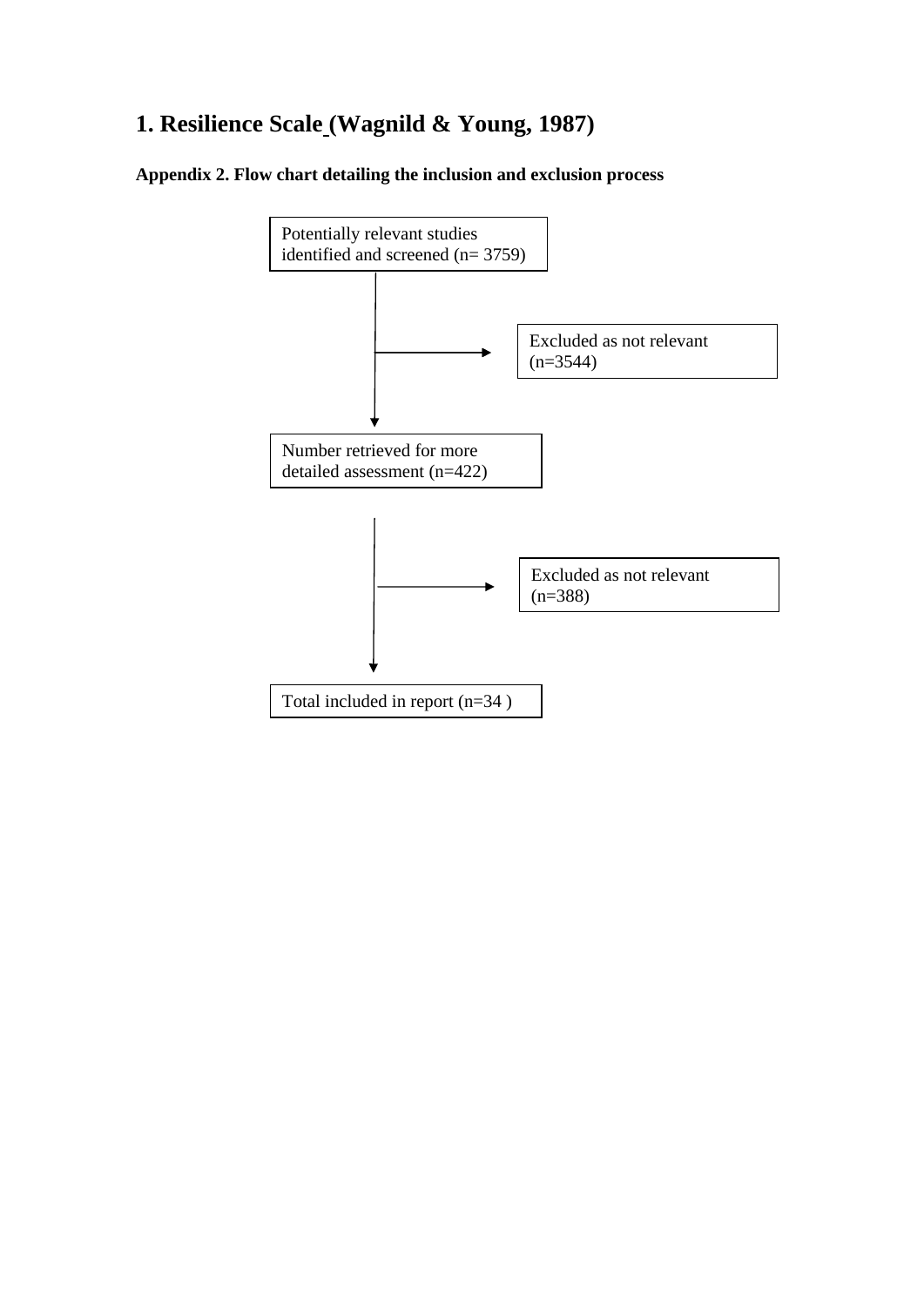# 1. Resilience Scale (Wagnild & Young, 1987)

**Appendix 2. Flow chart detailing the inclusion and exclusion process**

Potentially relevant studies identified and screened (n= 3759)

↓ → Excluded as not relevant (n=3544)

Number retrieved for more detailed assessment (n=422)

↓ → Excluded as not relevant (n=388)

Total included in report (n=34 )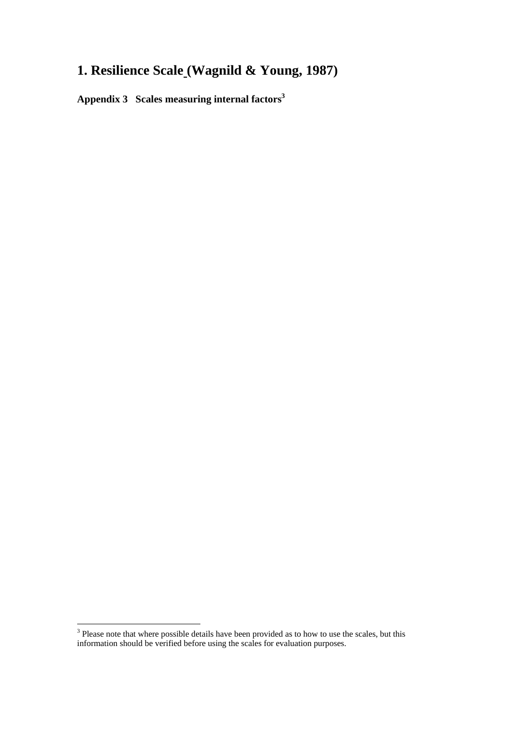# 1. Resilience Scale (Wagnild & Young, 1987)

**Appendix 3 Scales measuring internal factors[3]**

[3] Please note that where possible details have been provided as to how to use the scales, but this information should be verified before using the scales for evaluation purposes.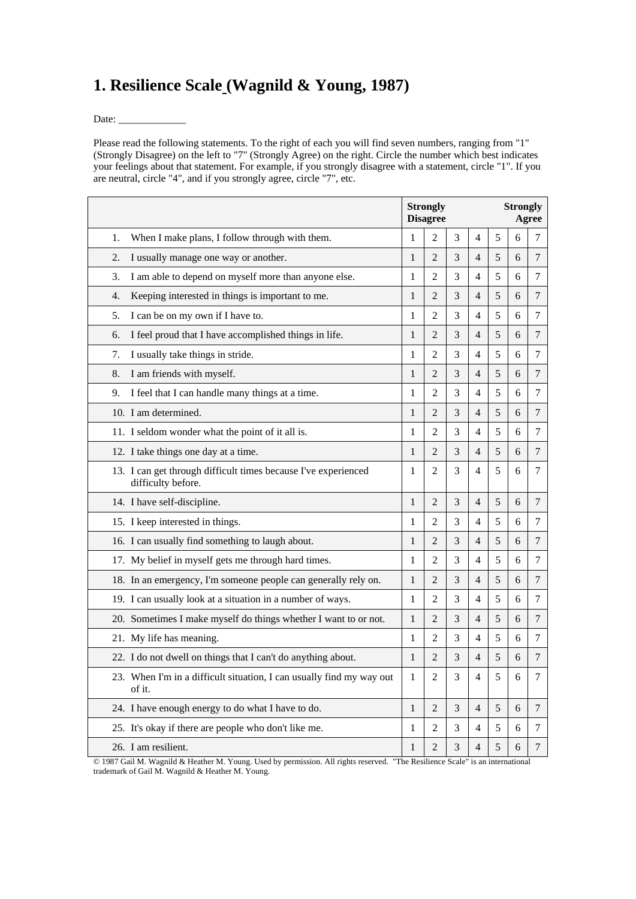# 1. Resilience Scale (Wagnild & Young, 1987)

Date: _____________

Please read the following statements. To the right of each you will find seven numbers, ranging from "1" (Strongly Disagree) on the left to "7" (Strongly Agree) on the right. Circle the number which best indicates your feelings about that statement. For example, if you strongly disagree with a statement, circle "1". If you are neutral, circle "4", and if you strongly agree, circle "7", etc.

| | Strongly Disagree | | | | | | Strongly Agree |
|---|---|---|---|---|---|---|---|
| 1. When I make plans, I follow through with them. | 1 | 2 | 3 | 4 | 5 | 6 | 7 |
| 2. I usually manage one way or another. | 1 | 2 | 3 | 4 | 5 | 6 | 7 |
| 3. I am able to depend on myself more than anyone else. | 1 | 2 | 3 | 4 | 5 | 6 | 7 |
| 4. Keeping interested in things is important to me. | 1 | 2 | 3 | 4 | 5 | 6 | 7 |
| 5. I can be on my own if I have to. | 1 | 2 | 3 | 4 | 5 | 6 | 7 |
| 6. I feel proud that I have accomplished things in life. | 1 | 2 | 3 | 4 | 5 | 6 | 7 |
| 7. I usually take things in stride. | 1 | 2 | 3 | 4 | 5 | 6 | 7 |
| 8. I am friends with myself. | 1 | 2 | 3 | 4 | 5 | 6 | 7 |
| 9. I feel that I can handle many things at a time. | 1 | 2 | 3 | 4 | 5 | 6 | 7 |
| 10. I am determined. | 1 | 2 | 3 | 4 | 5 | 6 | 7 |
| 11. I seldom wonder what the point of it all is. | 1 | 2 | 3 | 4 | 5 | 6 | 7 |
| 12. I take things one day at a time. | 1 | 2 | 3 | 4 | 5 | 6 | 7 |
| 13. I can get through difficult times because I've experienced difficulty before. | 1 | 2 | 3 | 4 | 5 | 6 | 7 |
| 14. I have self-discipline. | 1 | 2 | 3 | 4 | 5 | 6 | 7 |
| 15. I keep interested in things. | 1 | 2 | 3 | 4 | 5 | 6 | 7 |
| 16. I can usually find something to laugh about. | 1 | 2 | 3 | 4 | 5 | 6 | 7 |
| 17. My belief in myself gets me through hard times. | 1 | 2 | 3 | 4 | 5 | 6 | 7 |
| 18. In an emergency, I'm someone people can generally rely on. | 1 | 2 | 3 | 4 | 5 | 6 | 7 |
| 19. I can usually look at a situation in a number of ways. | 1 | 2 | 3 | 4 | 5 | 6 | 7 |
| 20. Sometimes I make myself do things whether I want to or not. | 1 | 2 | 3 | 4 | 5 | 6 | 7 |
| 21. My life has meaning. | 1 | 2 | 3 | 4 | 5 | 6 | 7 |
| 22. I do not dwell on things that I can't do anything about. | 1 | 2 | 3 | 4 | 5 | 6 | 7 |
| 23. When I'm in a difficult situation, I can usually find my way out of it. | 1 | 2 | 3 | 4 | 5 | 6 | 7 |
| 24. I have enough energy to do what I have to do. | 1 | 2 | 3 | 4 | 5 | 6 | 7 |
| 25. It's okay if there are people who don't like me. | 1 | 2 | 3 | 4 | 5 | 6 | 7 |
| 26. I am resilient. | 1 | 2 | 3 | 4 | 5 | 6 | 7 |

© 1987 Gail M. Wagnild & Heather M. Young. Used by permission. All rights reserved. "The Resilience Scale" is an international trademark of Gail M. Wagnild & Heather M. Young.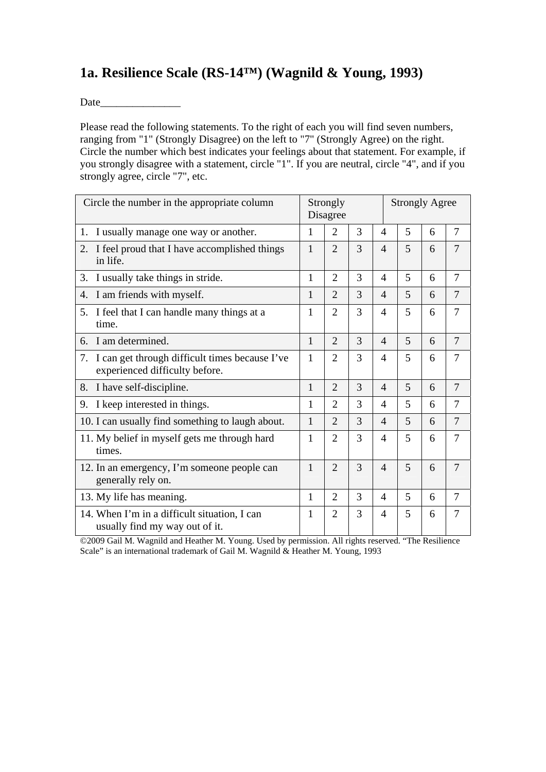## 1a. Resilience Scale (RS-14™) (Wagnild & Young, 1993)

Date_______________

Please read the following statements. To the right of each you will find seven numbers, ranging from "1" (Strongly Disagree) on the left to "7" (Strongly Agree) on the right. Circle the number which best indicates your feelings about that statement. For example, if you strongly disagree with a statement, circle "1". If you are neutral, circle "4", and if you strongly agree, circle "7", etc.

| Circle the number in the appropriate column | Strongly Disagree | | | | Strongly Agree | | |
|---|---|---|---|---|---|---|---|
| 1. I usually manage one way or another. | 1 | 2 | 3 | 4 | 5 | 6 | 7 |
| 2. I feel proud that I have accomplished things in life. | 1 | 2 | 3 | 4 | 5 | 6 | 7 |
| 3. I usually take things in stride. | 1 | 2 | 3 | 4 | 5 | 6 | 7 |
| 4. I am friends with myself. | 1 | 2 | 3 | 4 | 5 | 6 | 7 |
| 5. I feel that I can handle many things at a time. | 1 | 2 | 3 | 4 | 5 | 6 | 7 |
| 6. I am determined. | 1 | 2 | 3 | 4 | 5 | 6 | 7 |
| 7. I can get through difficult times because I've experienced difficulty before. | 1 | 2 | 3 | 4 | 5 | 6 | 7 |
| 8. I have self-discipline. | 1 | 2 | 3 | 4 | 5 | 6 | 7 |
| 9. I keep interested in things. | 1 | 2 | 3 | 4 | 5 | 6 | 7 |
| 10. I can usually find something to laugh about. | 1 | 2 | 3 | 4 | 5 | 6 | 7 |
| 11. My belief in myself gets me through hard times. | 1 | 2 | 3 | 4 | 5 | 6 | 7 |
| 12. In an emergency, I'm someone people can generally rely on. | 1 | 2 | 3 | 4 | 5 | 6 | 7 |
| 13. My life has meaning. | 1 | 2 | 3 | 4 | 5 | 6 | 7 |
| 14. When I'm in a difficult situation, I can usually find my way out of it. | 1 | 2 | 3 | 4 | 5 | 6 | 7 |

©2009 Gail M. Wagnild and Heather M. Young. Used by permission. All rights reserved. "The Resilience Scale" is an international trademark of Gail M. Wagnild & Heather M. Young, 1993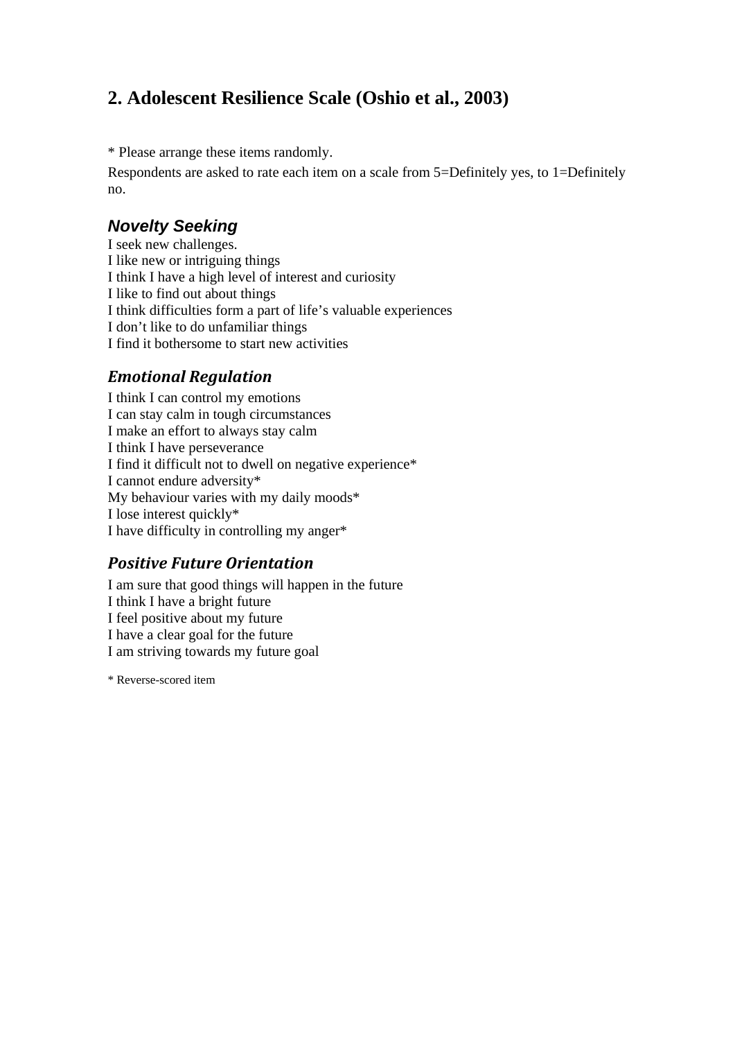## 2. Adolescent Resilience Scale (Oshio et al., 2003)

* Please arrange these items randomly.

Respondents are asked to rate each item on a scale from 5=Definitely yes, to 1=Definitely no.

### *Novelty Seeking*

I seek new challenges.
I like new or intriguing things
I think I have a high level of interest and curiosity
I like to find out about things
I think difficulties form a part of life's valuable experiences
I don't like to do unfamiliar things
I find it bothersome to start new activities

### *Emotional Regulation*

I think I can control my emotions
I can stay calm in tough circumstances
I make an effort to always stay calm
I think I have perseverance
I find it difficult not to dwell on negative experience*
I cannot endure adversity*
My behaviour varies with my daily moods*
I lose interest quickly*
I have difficulty in controlling my anger*

### *Positive Future Orientation*

I am sure that good things will happen in the future
I think I have a bright future
I feel positive about my future
I have a clear goal for the future
I am striving towards my future goal

* Reverse-scored item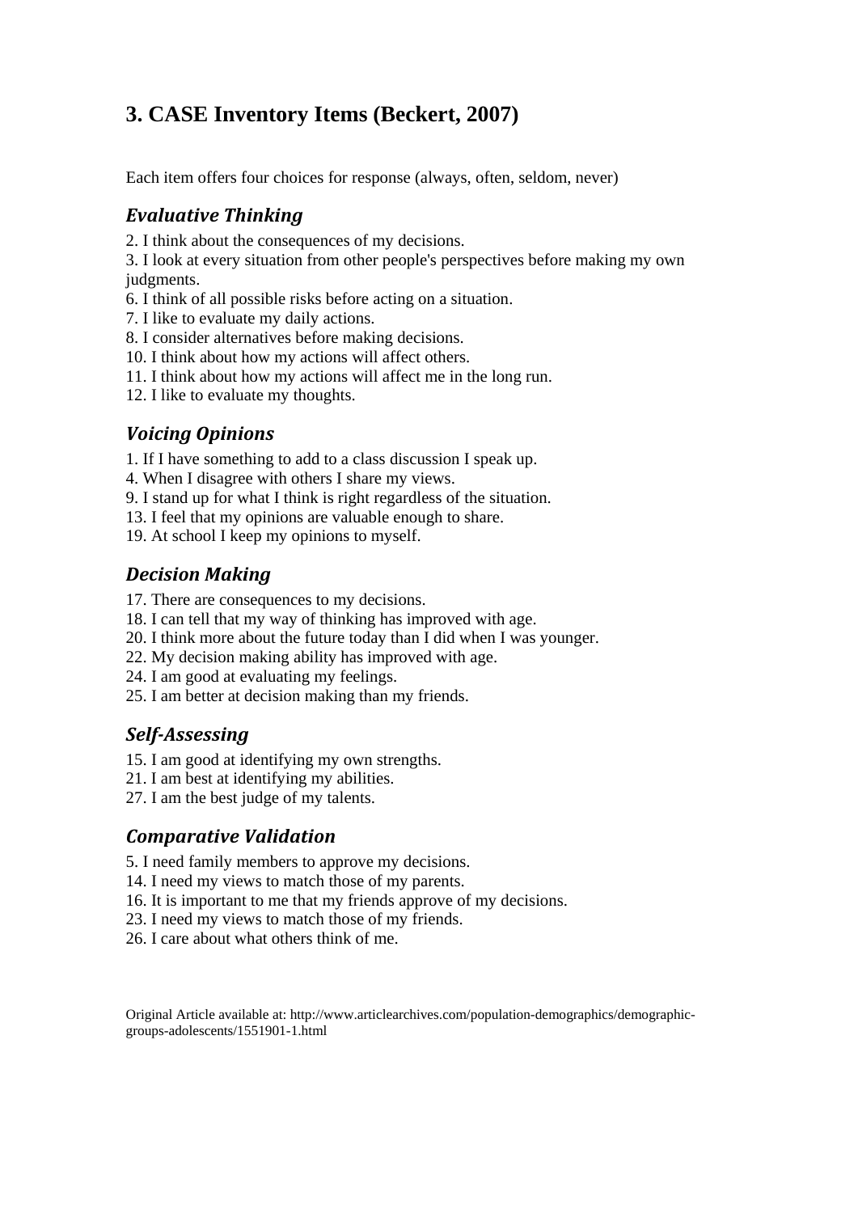## 3. CASE Inventory Items (Beckert, 2007)

Each item offers four choices for response (always, often, seldom, never)

### *Evaluative Thinking*

2. I think about the consequences of my decisions.
3. I look at every situation from other people's perspectives before making my own judgments.
6. I think of all possible risks before acting on a situation.
7. I like to evaluate my daily actions.
8. I consider alternatives before making decisions.
10. I think about how my actions will affect others.
11. I think about how my actions will affect me in the long run.
12. I like to evaluate my thoughts.

### *Voicing Opinions*

1. If I have something to add to a class discussion I speak up.
4. When I disagree with others I share my views.
9. I stand up for what I think is right regardless of the situation.
13. I feel that my opinions are valuable enough to share.
19. At school I keep my opinions to myself.

### *Decision Making*

17. There are consequences to my decisions.
18. I can tell that my way of thinking has improved with age.
20. I think more about the future today than I did when I was younger.
22. My decision making ability has improved with age.
24. I am good at evaluating my feelings.
25. I am better at decision making than my friends.

### *Self-Assessing*

15. I am good at identifying my own strengths.
21. I am best at identifying my abilities.
27. I am the best judge of my talents.

### *Comparative Validation*

5. I need family members to approve my decisions.
14. I need my views to match those of my parents.
16. It is important to me that my friends approve of my decisions.
23. I need my views to match those of my friends.
26. I care about what others think of me.

Original Article available at: http://www.articlearchives.com/population-demographics/demographic-groups-adolescents/1551901-1.html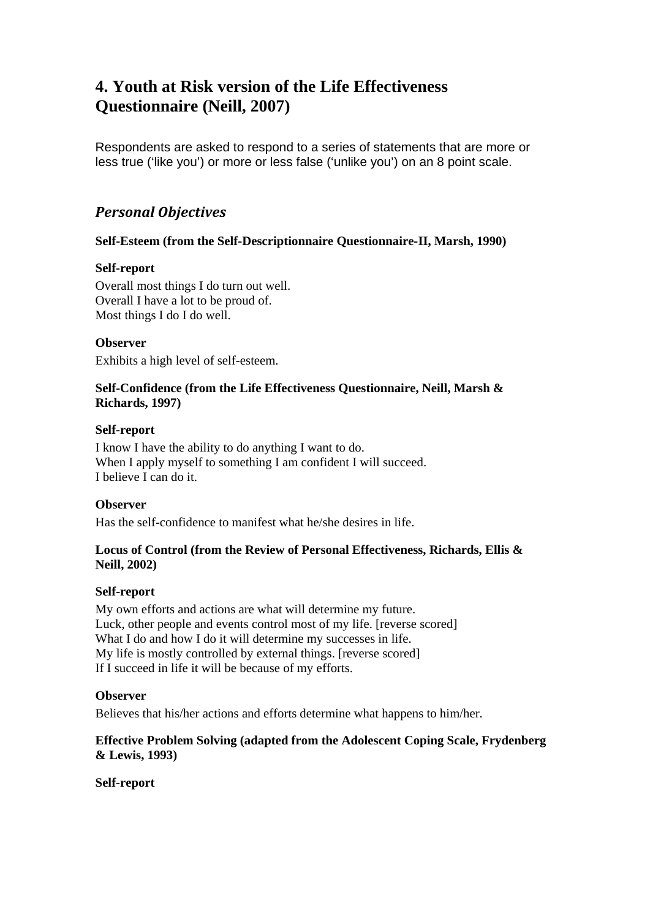## 4. Youth at Risk version of the Life Effectiveness Questionnaire (Neill, 2007)

Respondents are asked to respond to a series of statements that are more or less true ('like you') or more or less false ('unlike you') on an 8 point scale.

### *Personal Objectives*

**Self-Esteem (from the Self-Descriptionnaire Questionnaire-II, Marsh, 1990)**

**Self-report**

Overall most things I do turn out well.
Overall I have a lot to be proud of.
Most things I do I do well.

**Observer**

Exhibits a high level of self-esteem.

**Self-Confidence (from the Life Effectiveness Questionnaire, Neill, Marsh & Richards, 1997)**

**Self-report**

I know I have the ability to do anything I want to do.
When I apply myself to something I am confident I will succeed.
I believe I can do it.

**Observer**

Has the self-confidence to manifest what he/she desires in life.

**Locus of Control (from the Review of Personal Effectiveness, Richards, Ellis & Neill, 2002)**

**Self-report**

My own efforts and actions are what will determine my future.
Luck, other people and events control most of my life. [reverse scored]
What I do and how I do it will determine my successes in life.
My life is mostly controlled by external things. [reverse scored]
If I succeed in life it will be because of my efforts.

**Observer**

Believes that his/her actions and efforts determine what happens to him/her.

**Effective Problem Solving (adapted from the Adolescent Coping Scale, Frydenberg & Lewis, 1993)**

**Self-report**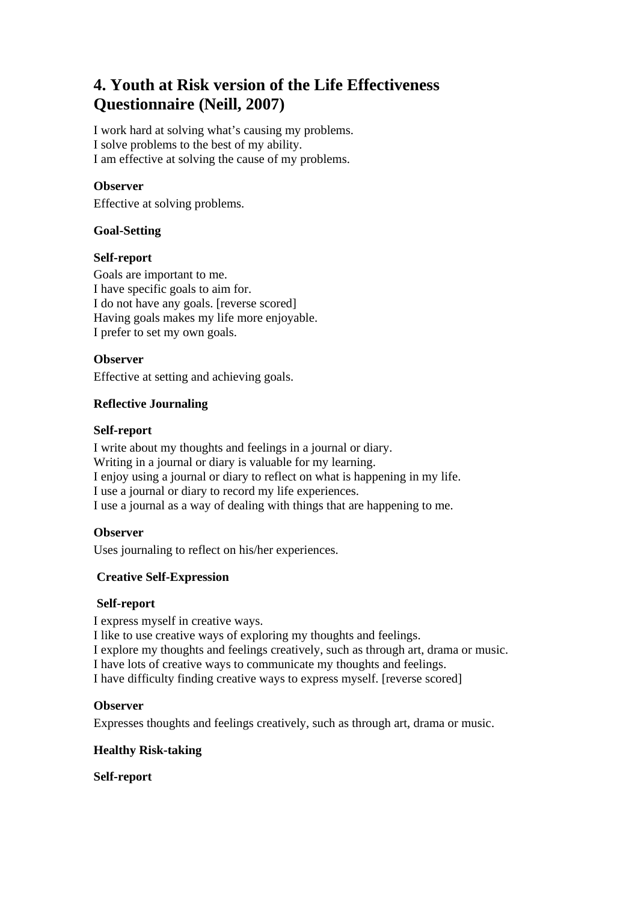# 4. Youth at Risk version of the Life Effectiveness Questionnaire (Neill, 2007)

I work hard at solving what's causing my problems.
I solve problems to the best of my ability.
I am effective at solving the cause of my problems.

**Observer**

Effective at solving problems.

**Goal-Setting**

**Self-report**

Goals are important to me.
I have specific goals to aim for.
I do not have any goals. [reverse scored]
Having goals makes my life more enjoyable.
I prefer to set my own goals.

**Observer**

Effective at setting and achieving goals.

**Reflective Journaling**

**Self-report**

I write about my thoughts and feelings in a journal or diary.
Writing in a journal or diary is valuable for my learning.
I enjoy using a journal or diary to reflect on what is happening in my life.
I use a journal or diary to record my life experiences.
I use a journal as a way of dealing with things that are happening to me.

**Observer**

Uses journaling to reflect on his/her experiences.

**Creative Self-Expression**

**Self-report**

I express myself in creative ways.
I like to use creative ways of exploring my thoughts and feelings.
I explore my thoughts and feelings creatively, such as through art, drama or music.
I have lots of creative ways to communicate my thoughts and feelings.
I have difficulty finding creative ways to express myself. [reverse scored]

**Observer**

Expresses thoughts and feelings creatively, such as through art, drama or music.

**Healthy Risk-taking**

**Self-report**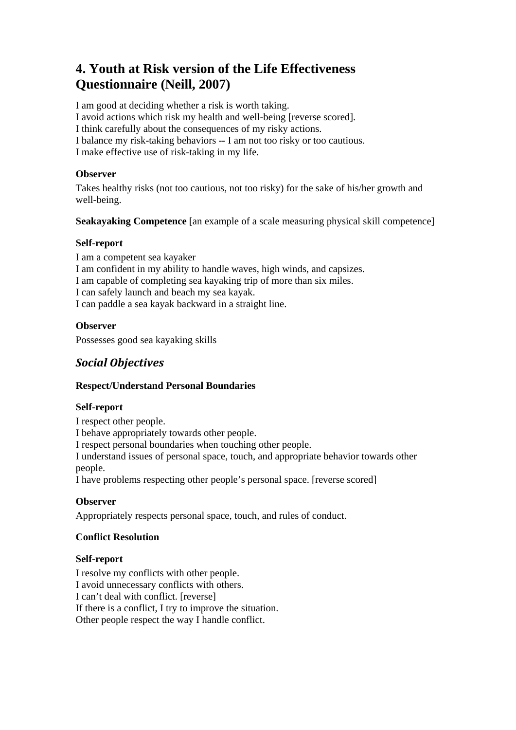## 4. Youth at Risk version of the Life Effectiveness Questionnaire (Neill, 2007)

I am good at deciding whether a risk is worth taking.
I avoid actions which risk my health and well-being [reverse scored].
I think carefully about the consequences of my risky actions.
I balance my risk-taking behaviors -- I am not too risky or too cautious.
I make effective use of risk-taking in my life.

**Observer**

Takes healthy risks (not too cautious, not too risky) for the sake of his/her growth and well-being.

**Seakayaking Competence** [an example of a scale measuring physical skill competence]

**Self-report**

I am a competent sea kayaker
I am confident in my ability to handle waves, high winds, and capsizes.
I am capable of completing sea kayaking trip of more than six miles.
I can safely launch and beach my sea kayak.
I can paddle a sea kayak backward in a straight line.

**Observer**

Possesses good sea kayaking skills

### *Social Objectives*

**Respect/Understand Personal Boundaries**

**Self-report**

I respect other people.
I behave appropriately towards other people.
I respect personal boundaries when touching other people.
I understand issues of personal space, touch, and appropriate behavior towards other people.
I have problems respecting other people's personal space. [reverse scored]

**Observer**

Appropriately respects personal space, touch, and rules of conduct.

**Conflict Resolution**

**Self-report**

I resolve my conflicts with other people.
I avoid unnecessary conflicts with others.
I can't deal with conflict. [reverse]
If there is a conflict, I try to improve the situation.
Other people respect the way I handle conflict.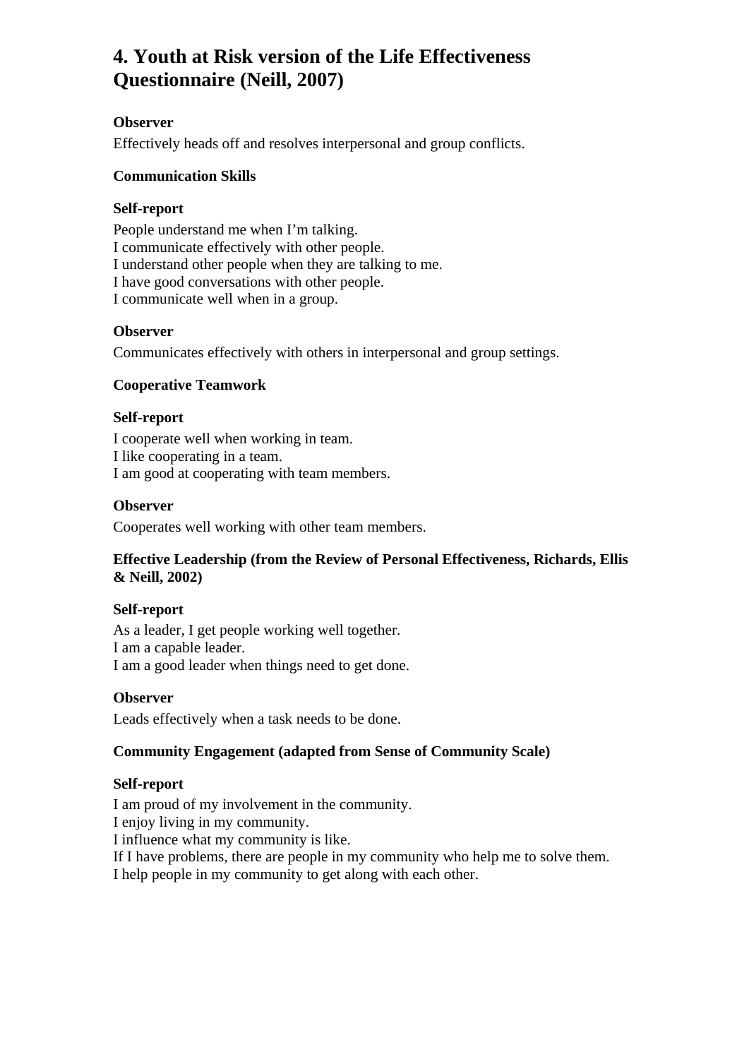## 4. Youth at Risk version of the Life Effectiveness Questionnaire (Neill, 2007)

**Observer**

Effectively heads off and resolves interpersonal and group conflicts.

**Communication Skills**

**Self-report**

People understand me when I'm talking.
I communicate effectively with other people.
I understand other people when they are talking to me.
I have good conversations with other people.
I communicate well when in a group.

**Observer**

Communicates effectively with others in interpersonal and group settings.

**Cooperative Teamwork**

**Self-report**

I cooperate well when working in team.
I like cooperating in a team.
I am good at cooperating with team members.

**Observer**

Cooperates well working with other team members.

**Effective Leadership (from the Review of Personal Effectiveness, Richards, Ellis & Neill, 2002)**

**Self-report**

As a leader, I get people working well together.
I am a capable leader.
I am a good leader when things need to get done.

**Observer**

Leads effectively when a task needs to be done.

**Community Engagement (adapted from Sense of Community Scale)**

**Self-report**

I am proud of my involvement in the community.
I enjoy living in my community.
I influence what my community is like.
If I have problems, there are people in my community who help me to solve them.
I help people in my community to get along with each other.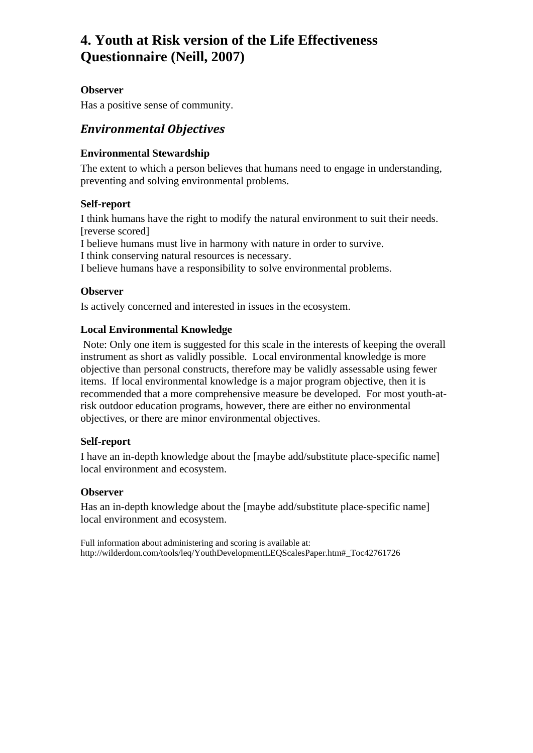## 4. Youth at Risk version of the Life Effectiveness Questionnaire (Neill, 2007)

**Observer**

Has a positive sense of community.

### *Environmental Objectives*

**Environmental Stewardship**

The extent to which a person believes that humans need to engage in understanding, preventing and solving environmental problems.

**Self-report**

I think humans have the right to modify the natural environment to suit their needs. [reverse scored]
I believe humans must live in harmony with nature in order to survive.
I think conserving natural resources is necessary.
I believe humans have a responsibility to solve environmental problems.

**Observer**

Is actively concerned and interested in issues in the ecosystem.

**Local Environmental Knowledge**

Note: Only one item is suggested for this scale in the interests of keeping the overall instrument as short as validly possible. Local environmental knowledge is more objective than personal constructs, therefore may be validly assessable using fewer items. If local environmental knowledge is a major program objective, then it is recommended that a more comprehensive measure be developed. For most youth-at-risk outdoor education programs, however, there are either no environmental objectives, or there are minor environmental objectives.

**Self-report**

I have an in-depth knowledge about the [maybe add/substitute place-specific name] local environment and ecosystem.

**Observer**

Has an in-depth knowledge about the [maybe add/substitute place-specific name] local environment and ecosystem.

Full information about administering and scoring is available at:
http://wilderdom.com/tools/leq/YouthDevelopmentLEQScalesPaper.htm#_Toc42761726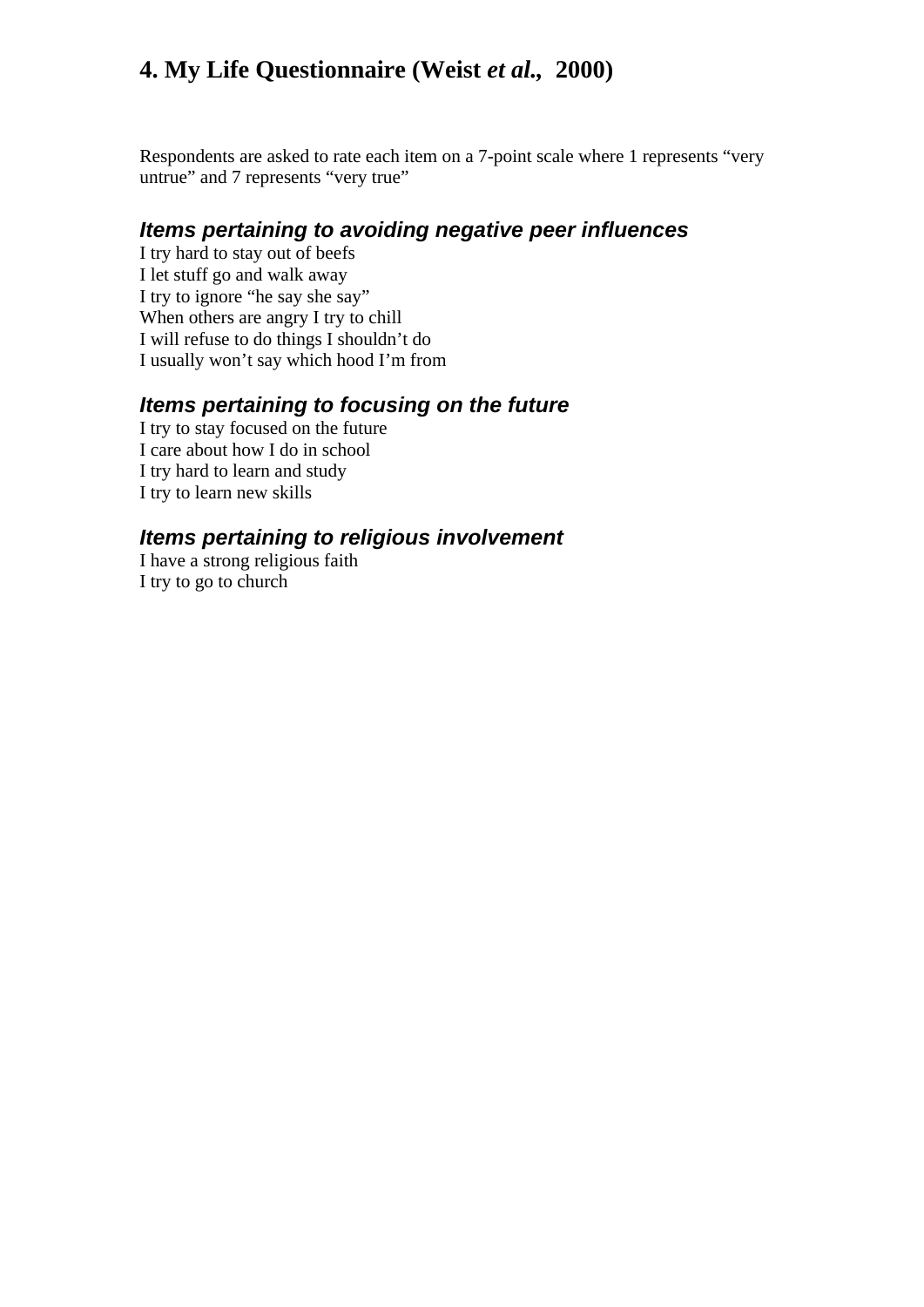## 4. My Life Questionnaire (Weist *et al.*, 2000)

Respondents are asked to rate each item on a 7-point scale where 1 represents “very untrue” and 7 represents “very true”

### *Items pertaining to avoiding negative peer influences*

I try hard to stay out of beefs
I let stuff go and walk away
I try to ignore “he say she say”
When others are angry I try to chill
I will refuse to do things I shouldn’t do
I usually won’t say which hood I’m from

### *Items pertaining to focusing on the future*

I try to stay focused on the future
I care about how I do in school
I try hard to learn and study
I try to learn new skills

### *Items pertaining to religious involvement*

I have a strong religious faith
I try to go to church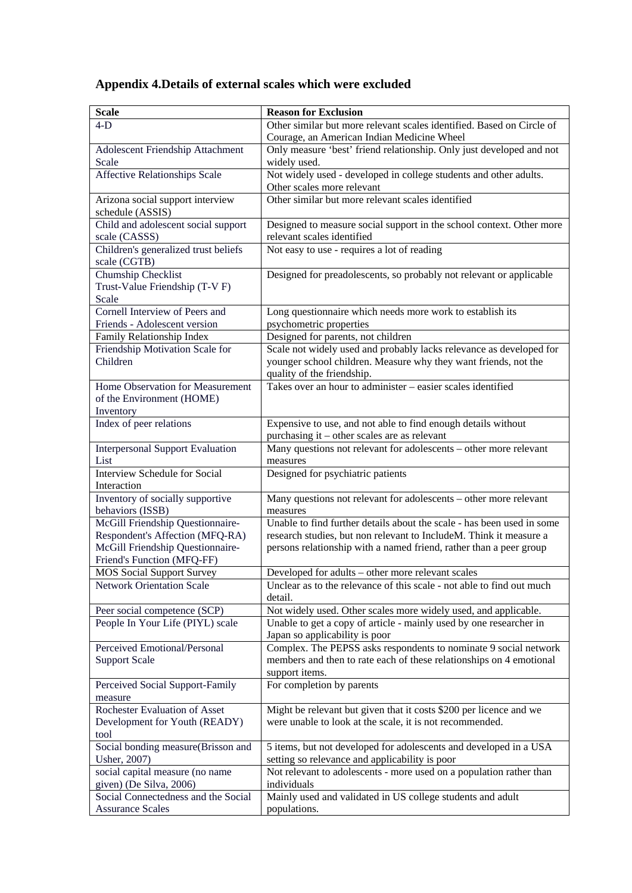## Appendix 4.Details of external scales which were excluded

| Scale | Reason for Exclusion |
|---|---|
| 4-D | Other similar but more relevant scales identified. Based on Circle of Courage, an American Indian Medicine Wheel |
| Adolescent Friendship Attachment Scale | Only measure 'best' friend relationship. Only just developed and not widely used. |
| Affective Relationships Scale | Not widely used - developed in college students and other adults. Other scales more relevant |
| Arizona social support interview schedule (ASSIS) | Other similar but more relevant scales identified |
| Child and adolescent social support scale (CASSS) | Designed to measure social support in the school context. Other more relevant scales identified |
| Children's generalized trust beliefs scale (CGTB) | Not easy to use - requires a lot of reading |
| Chumship Checklist Trust-Value Friendship (T-V F) Scale | Designed for preadolescents, so probably not relevant or applicable |
| Cornell Interview of Peers and Friends - Adolescent version | Long questionnaire which needs more work to establish its psychometric properties |
| Family Relationship Index | Designed for parents, not children |
| Friendship Motivation Scale for Children | Scale not widely used and probably lacks relevance as developed for younger school children. Measure why they want friends, not the quality of the friendship. |
| Home Observation for Measurement of the Environment (HOME) Inventory | Takes over an hour to administer – easier scales identified |
| Index of peer relations | Expensive to use, and not able to find enough details without purchasing it – other scales are as relevant |
| Interpersonal Support Evaluation List | Many questions not relevant for adolescents – other more relevant measures |
| Interview Schedule for Social Interaction | Designed for psychiatric patients |
| Inventory of socially supportive behaviors (ISSB) | Many questions not relevant for adolescents – other more relevant measures |
| McGill Friendship Questionnaire-Respondent's Affection (MFQ-RA) McGill Friendship Questionnaire-Friend's Function (MFQ-FF) | Unable to find further details about the scale - has been used in some research studies, but non relevant to IncludeM. Think it measure a persons relationship with a named friend, rather than a peer group |
| MOS Social Support Survey | Developed for adults – other more relevant scales |
| Network Orientation Scale | Unclear as to the relevance of this scale - not able to find out much detail. |
| Peer social competence (SCP) | Not widely used. Other scales more widely used, and applicable. |
| People In Your Life (PIYL) scale | Unable to get a copy of article - mainly used by one researcher in Japan so applicability is poor |
| Perceived Emotional/Personal Support Scale | Complex. The PEPSS asks respondents to nominate 9 social network members and then to rate each of these relationships on 4 emotional support items. |
| Perceived Social Support-Family measure | For completion by parents |
| Rochester Evaluation of Asset Development for Youth (READY) tool | Might be relevant but given that it costs $200 per licence and we were unable to look at the scale, it is not recommended. |
| Social bonding measure(Brisson and Usher, 2007) | 5 items, but not developed for adolescents and developed in a USA setting so relevance and applicability is poor |
| social capital measure (no name given) (De Silva, 2006) | Not relevant to adolescents - more used on a population rather than individuals |
| Social Connectedness and the Social Assurance Scales | Mainly used and validated in US college students and adult populations. |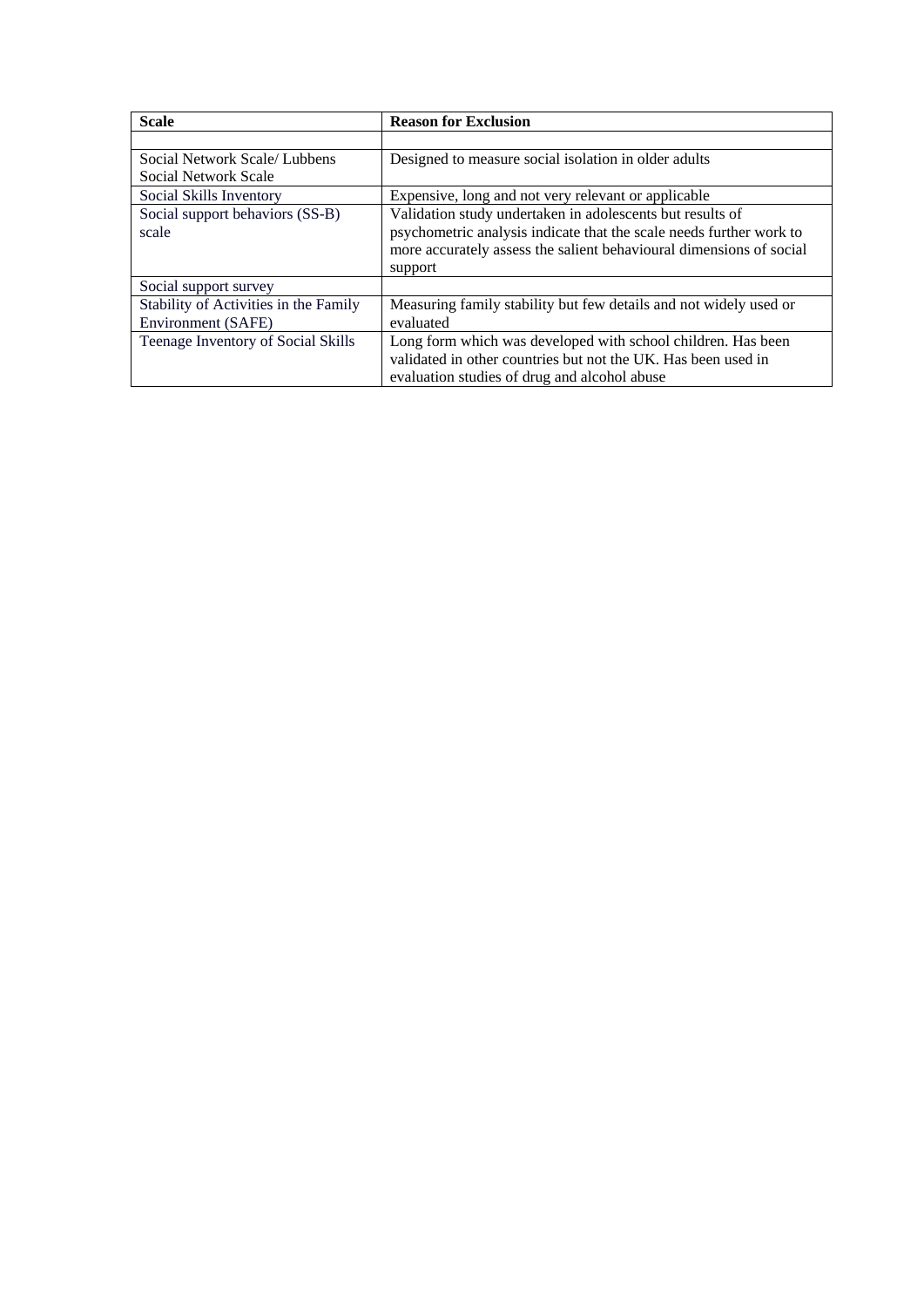| Scale | Reason for Exclusion |
| --- | --- |
| | |
| Social Network Scale/ Lubbens Social Network Scale | Designed to measure social isolation in older adults |
| Social Skills Inventory | Expensive, long and not very relevant or applicable |
| Social support behaviors (SS-B) scale | Validation study undertaken in adolescents but results of psychometric analysis indicate that the scale needs further work to more accurately assess the salient behavioural dimensions of social support |
| Social support survey | |
| Stability of Activities in the Family Environment (SAFE) | Measuring family stability but few details and not widely used or evaluated |
| Teenage Inventory of Social Skills | Long form which was developed with school children. Has been validated in other countries but not the UK. Has been used in evaluation studies of drug and alcohol abuse |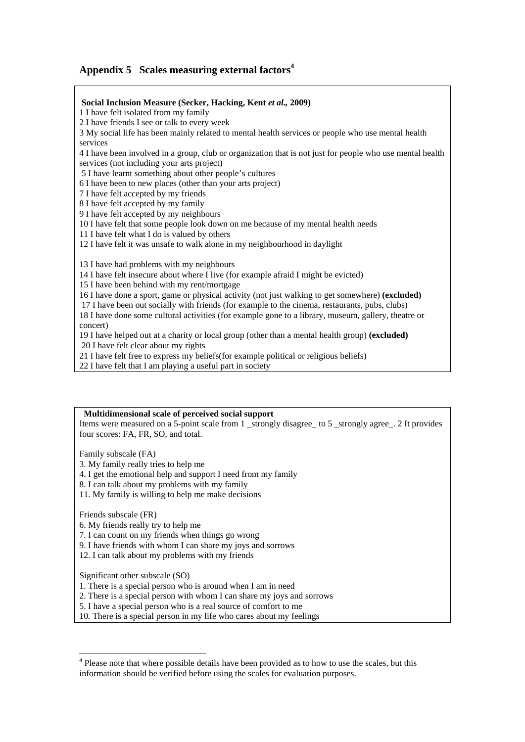## Appendix 5 Scales measuring external factors[4]

**Social Inclusion Measure (Secker, Hacking, Kent *et al.,* 2009)**

1 I have felt isolated from my family
2 I have friends I see or talk to every week
3 My social life has been mainly related to mental health services or people who use mental health services
4 I have been involved in a group, club or organization that is not just for people who use mental health services (not including your arts project)
5 I have learnt something about other people's cultures
6 I have been to new places (other than your arts project)
7 I have felt accepted by my friends
8 I have felt accepted by my family
9 I have felt accepted by my neighbours
10 I have felt that some people look down on me because of my mental health needs
11 I have felt what I do is valued by others
12 I have felt it was unsafe to walk alone in my neighbourhood in daylight

13 I have had problems with my neighbours
14 I have felt insecure about where I live (for example afraid I might be evicted)
15 I have been behind with my rent/mortgage
16 I have done a sport, game or physical activity (not just walking to get somewhere) **(excluded)**
17 I have been out socially with friends (for example to the cinema, restaurants, pubs, clubs)
18 I have done some cultural activities (for example gone to a library, museum, gallery, theatre or concert)
19 I have helped out at a charity or local group (other than a mental health group) **(excluded)**
20 I have felt clear about my rights
21 I have felt free to express my beliefs(for example political or religious beliefs)
22 I have felt that I am playing a useful part in society

**Multidimensional scale of perceived social support**

Items were measured on a 5-point scale from 1 _strongly disagree_ to 5 _strongly agree_. 2 It provides four scores: FA, FR, SO, and total.

Family subscale (FA)
3. My family really tries to help me
4. I get the emotional help and support I need from my family
8. I can talk about my problems with my family
11. My family is willing to help me make decisions

Friends subscale (FR)
6. My friends really try to help me
7. I can count on my friends when things go wrong
9. I have friends with whom I can share my joys and sorrows
12. I can talk about my problems with my friends

Significant other subscale (SO)
1. There is a special person who is around when I am in need
2. There is a special person with whom I can share my joys and sorrows
5. I have a special person who is a real source of comfort to me
10. There is a special person in my life who cares about my feelings

[4] Please note that where possible details have been provided as to how to use the scales, but this information should be verified before using the scales for evaluation purposes.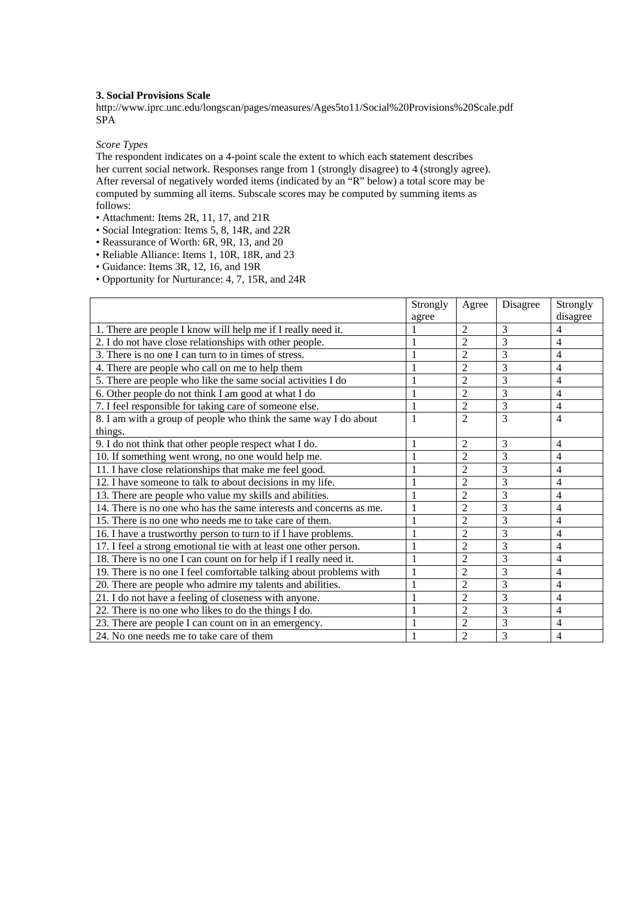**3. Social Provisions Scale**
http://www.iprc.unc.edu/longscan/pages/measures/Ages5to11/Social%20Provisions%20Scale.pdf
SPA

*Score Types*
The respondent indicates on a 4-point scale the extent to which each statement describes her current social network. Responses range from 1 (strongly disagree) to 4 (strongly agree). After reversal of negatively worded items (indicated by an "R" below) a total score may be computed by summing all items. Subscale scores may be computed by summing items as follows:

- Attachment: Items 2R, 11, 17, and 21R
- Social Integration: Items 5, 8, 14R, and 22R
- Reassurance of Worth: 6R, 9R, 13, and 20
- Reliable Alliance: Items 1, 10R, 18R, and 23
- Guidance: Items 3R, 12, 16, and 19R
- Opportunity for Nurturance: 4, 7, 15R, and 24R

| | Strongly agree | Agree | Disagree | Strongly disagree |
|---|---|---|---|---|
| 1. There are people I know will help me if I really need it. | 1 | 2 | 3 | 4 |
| 2. I do not have close relationships with other people. | 1 | 2 | 3 | 4 |
| 3. There is no one I can turn to in times of stress. | 1 | 2 | 3 | 4 |
| 4. There are people who call on me to help them | 1 | 2 | 3 | 4 |
| 5. There are people who like the same social activities I do | 1 | 2 | 3 | 4 |
| 6. Other people do not think I am good at what I do | 1 | 2 | 3 | 4 |
| 7. I feel responsible for taking care of someone else. | 1 | 2 | 3 | 4 |
| 8. I am with a group of people who think the same way I do about things. | 1 | 2 | 3 | 4 |
| 9. I do not think that other people respect what I do. | 1 | 2 | 3 | 4 |
| 10. If something went wrong, no one would help me. | 1 | 2 | 3 | 4 |
| 11. I have close relationships that make me feel good. | 1 | 2 | 3 | 4 |
| 12. I have someone to talk to about decisions in my life. | 1 | 2 | 3 | 4 |
| 13. There are people who value my skills and abilities. | 1 | 2 | 3 | 4 |
| 14. There is no one who has the same interests and concerns as me. | 1 | 2 | 3 | 4 |
| 15. There is no one who needs me to take care of them. | 1 | 2 | 3 | 4 |
| 16. I have a trustworthy person to turn to if I have problems. | 1 | 2 | 3 | 4 |
| 17. I feel a strong emotional tie with at least one other person. | 1 | 2 | 3 | 4 |
| 18. There is no one I can count on for help if I really need it. | 1 | 2 | 3 | 4 |
| 19. There is no one I feel comfortable talking about problems with | 1 | 2 | 3 | 4 |
| 20. There are people who admire my talents and abilities. | 1 | 2 | 3 | 4 |
| 21. I do not have a feeling of closeness with anyone. | 1 | 2 | 3 | 4 |
| 22. There is no one who likes to do the things I do. | 1 | 2 | 3 | 4 |
| 23. There are people I can count on in an emergency. | 1 | 2 | 3 | 4 |
| 24. No one needs me to take care of them | 1 | 2 | 3 | 4 |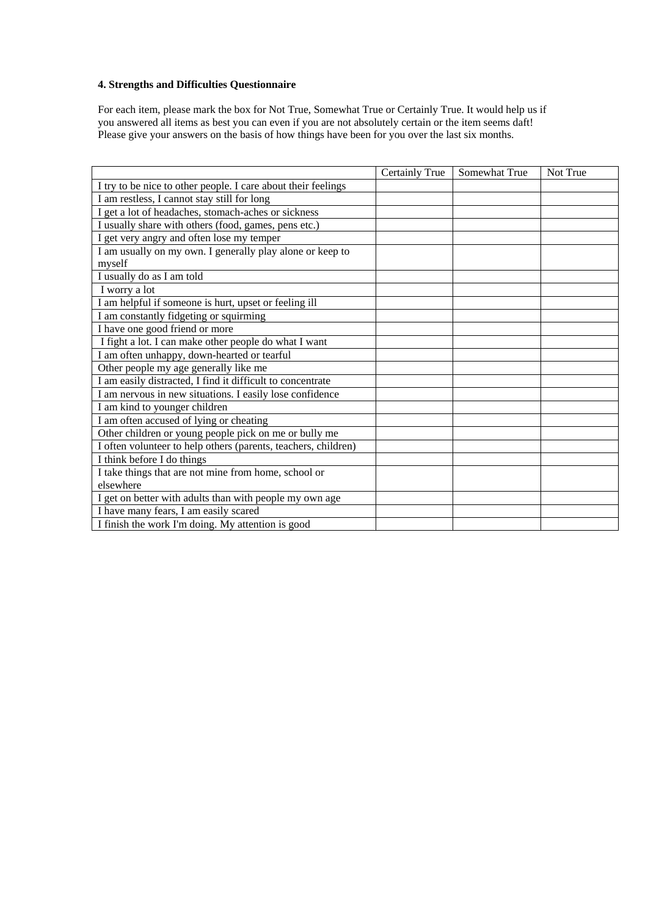**4. Strengths and Difficulties Questionnaire**

For each item, please mark the box for Not True, Somewhat True or Certainly True. It would help us if you answered all items as best you can even if you are not absolutely certain or the item seems daft! Please give your answers on the basis of how things have been for you over the last six months.

| | Certainly True | Somewhat True | Not True |
|---|---|---|---|
| I try to be nice to other people. I care about their feelings | | | |
| I am restless, I cannot stay still for long | | | |
| I get a lot of headaches, stomach-aches or sickness | | | |
| I usually share with others (food, games, pens etc.) | | | |
| I get very angry and often lose my temper | | | |
| I am usually on my own. I generally play alone or keep to myself | | | |
| I usually do as I am told | | | |
| I worry a lot | | | |
| I am helpful if someone is hurt, upset or feeling ill | | | |
| I am constantly fidgeting or squirming | | | |
| I have one good friend or more | | | |
| I fight a lot. I can make other people do what I want | | | |
| I am often unhappy, down-hearted or tearful | | | |
| Other people my age generally like me | | | |
| I am easily distracted, I find it difficult to concentrate | | | |
| I am nervous in new situations. I easily lose confidence | | | |
| I am kind to younger children | | | |
| I am often accused of lying or cheating | | | |
| Other children or young people pick on me or bully me | | | |
| I often volunteer to help others (parents, teachers, children) | | | |
| I think before I do things | | | |
| I take things that are not mine from home, school or elsewhere | | | |
| I get on better with adults than with people my own age | | | |
| I have many fears, I am easily scared | | | |
| I finish the work I'm doing. My attention is good | | | |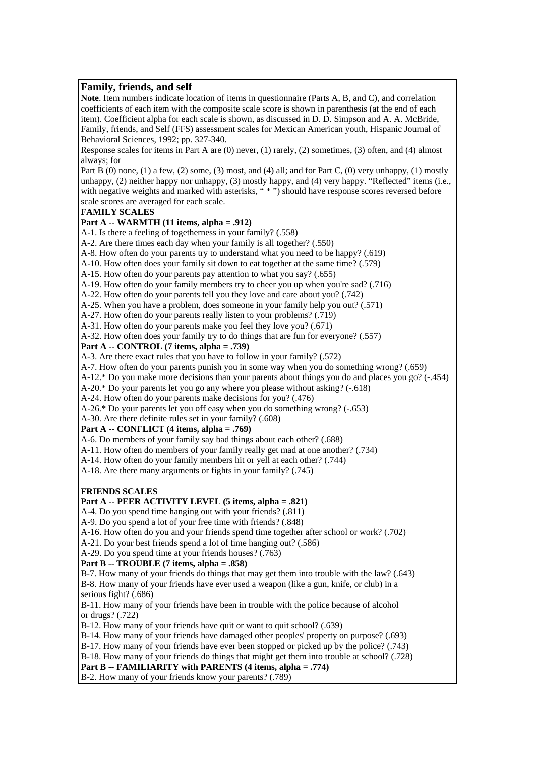## Family, friends, and self

**Note**. Item numbers indicate location of items in questionnaire (Parts A, B, and C), and correlation coefficients of each item with the composite scale score is shown in parenthesis (at the end of each item). Coefficient alpha for each scale is shown, as discussed in D. D. Simpson and A. A. McBride, Family, friends, and Self (FFS) assessment scales for Mexican American youth, Hispanic Journal of Behavioral Sciences, 1992; pp. 327-340.

Response scales for items in Part A are (0) never, (1) rarely, (2) sometimes, (3) often, and (4) almost always; for

Part B (0) none, (1) a few, (2) some, (3) most, and (4) all; and for Part C, (0) very unhappy, (1) mostly unhappy, (2) neither happy nor unhappy, (3) mostly happy, and (4) very happy. "Reflected" items (i.e., with negative weights and marked with asterisks, " * ") should have response scores reversed before scale scores are averaged for each scale.

**FAMILY SCALES**

**Part A -- WARMTH (11 items, alpha = .912)**

A-1. Is there a feeling of togetherness in your family? (.558)
A-2. Are there times each day when your family is all together? (.550)
A-8. How often do your parents try to understand what you need to be happy? (.619)
A-10. How often does your family sit down to eat together at the same time? (.579)
A-15. How often do your parents pay attention to what you say? (.655)
A-19. How often do your family members try to cheer you up when you're sad? (.716)
A-22. How often do your parents tell you they love and care about you? (.742)
A-25. When you have a problem, does someone in your family help you out? (.571)
A-27. How often do your parents really listen to your problems? (.719)
A-31. How often do your parents make you feel they love you? (.671)
A-32. How often does your family try to do things that are fun for everyone? (.557)

**Part A -- CONTROL (7 items, alpha = .739)**

A-3. Are there exact rules that you have to follow in your family? (.572)
A-7. How often do your parents punish you in some way when you do something wrong? (.659)
A-12.* Do you make more decisions than your parents about things you do and places you go? (-.454)
A-20.* Do your parents let you go any where you please without asking? (-.618)
A-24. How often do your parents make decisions for you? (.476)
A-26.* Do your parents let you off easy when you do something wrong? (-.653)
A-30. Are there definite rules set in your family? (.608)

**Part A -- CONFLICT (4 items, alpha = .769)**

A-6. Do members of your family say bad things about each other? (.688)
A-11. How often do members of your family really get mad at one another? (.734)
A-14. How often do your family members hit or yell at each other? (.744)
A-18. Are there many arguments or fights in your family? (.745)

**FRIENDS SCALES**

**Part A -- PEER ACTIVITY LEVEL (5 items, alpha = .821)**

A-4. Do you spend time hanging out with your friends? (.811)
A-9. Do you spend a lot of your free time with friends? (.848)
A-16. How often do you and your friends spend time together after school or work? (.702)
A-21. Do your best friends spend a lot of time hanging out? (.586)
A-29. Do you spend time at your friends houses? (.763)

**Part B -- TROUBLE (7 items, alpha = .858)**

B-7. How many of your friends do things that may get them into trouble with the law? (.643)
B-8. How many of your friends have ever used a weapon (like a gun, knife, or club) in a serious fight? (.686)
B-11. How many of your friends have been in trouble with the police because of alcohol or drugs? (.722)
B-12. How many of your friends have quit or want to quit school? (.639)
B-14. How many of your friends have damaged other peoples' property on purpose? (.693)
B-17. How many of your friends have ever been stopped or picked up by the police? (.743)
B-18. How many of your friends do things that might get them into trouble at school? (.728)

**Part B -- FAMILIARITY with PARENTS (4 items, alpha = .774)**

B-2. How many of your friends know your parents? (.789)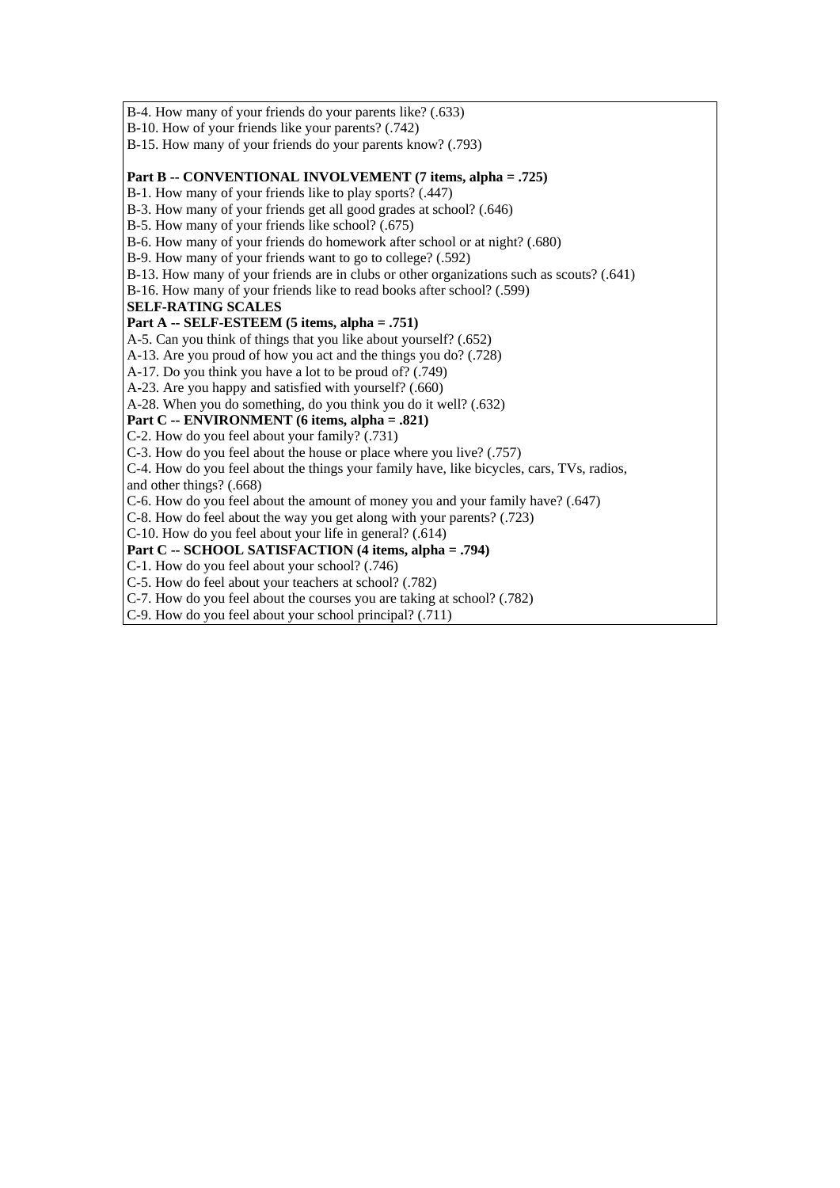B-4. How many of your friends do your parents like? (.633)
B-10. How of your friends like your parents? (.742)
B-15. How many of your friends do your parents know? (.793)

**Part B -- CONVENTIONAL INVOLVEMENT (7 items, alpha = .725)**
B-1. How many of your friends like to play sports? (.447)
B-3. How many of your friends get all good grades at school? (.646)
B-5. How many of your friends like school? (.675)
B-6. How many of your friends do homework after school or at night? (.680)
B-9. How many of your friends want to go to college? (.592)
B-13. How many of your friends are in clubs or other organizations such as scouts? (.641)
B-16. How many of your friends like to read books after school? (.599)

**SELF-RATING SCALES**

**Part A -- SELF-ESTEEM (5 items, alpha = .751)**
A-5. Can you think of things that you like about yourself? (.652)
A-13. Are you proud of how you act and the things you do? (.728)
A-17. Do you think you have a lot to be proud of? (.749)
A-23. Are you happy and satisfied with yourself? (.660)
A-28. When you do something, do you think you do it well? (.632)

**Part C -- ENVIRONMENT (6 items, alpha = .821)**
C-2. How do you feel about your family? (.731)
C-3. How do you feel about the house or place where you live? (.757)
C-4. How do you feel about the things your family have, like bicycles, cars, TVs, radios, and other things? (.668)
C-6. How do you feel about the amount of money you and your family have? (.647)
C-8. How do feel about the way you get along with your parents? (.723)
C-10. How do you feel about your life in general? (.614)

**Part C -- SCHOOL SATISFACTION (4 items, alpha = .794)**
C-1. How do you feel about your school? (.746)
C-5. How do feel about your teachers at school? (.782)
C-7. How do you feel about the courses you are taking at school? (.782)
C-9. How do you feel about your school principal? (.711)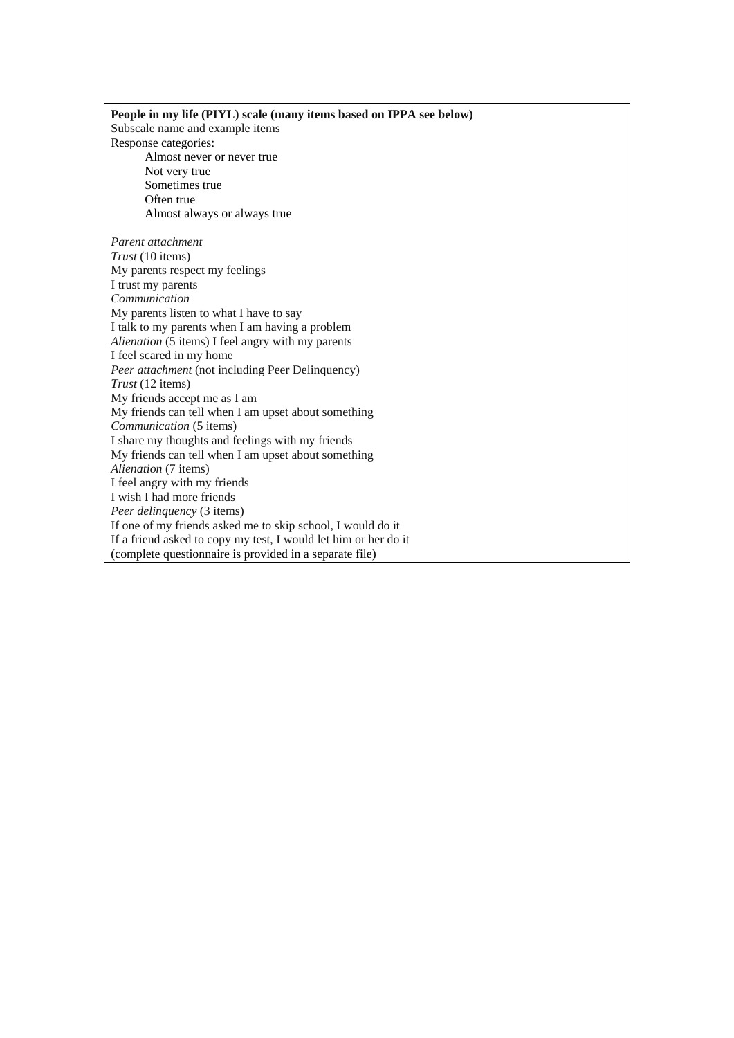**People in my life (PIYL) scale (many items based on IPPA see below)**

Subscale name and example items

Response categories:

- Almost never or never true
- Not very true
- Sometimes true
- Often true
- Almost always or always true

*Parent attachment*

*Trust* (10 items)

My parents respect my feelings

I trust my parents

*Communication*

My parents listen to what I have to say

I talk to my parents when I am having a problem

*Alienation* (5 items) I feel angry with my parents

I feel scared in my home

*Peer attachment* (not including Peer Delinquency)

*Trust* (12 items)

My friends accept me as I am

My friends can tell when I am upset about something

*Communication* (5 items)

I share my thoughts and feelings with my friends

My friends can tell when I am upset about something

*Alienation* (7 items)

I feel angry with my friends

I wish I had more friends

*Peer delinquency* (3 items)

If one of my friends asked me to skip school, I would do it

If a friend asked to copy my test, I would let him or her do it

(complete questionnaire is provided in a separate file)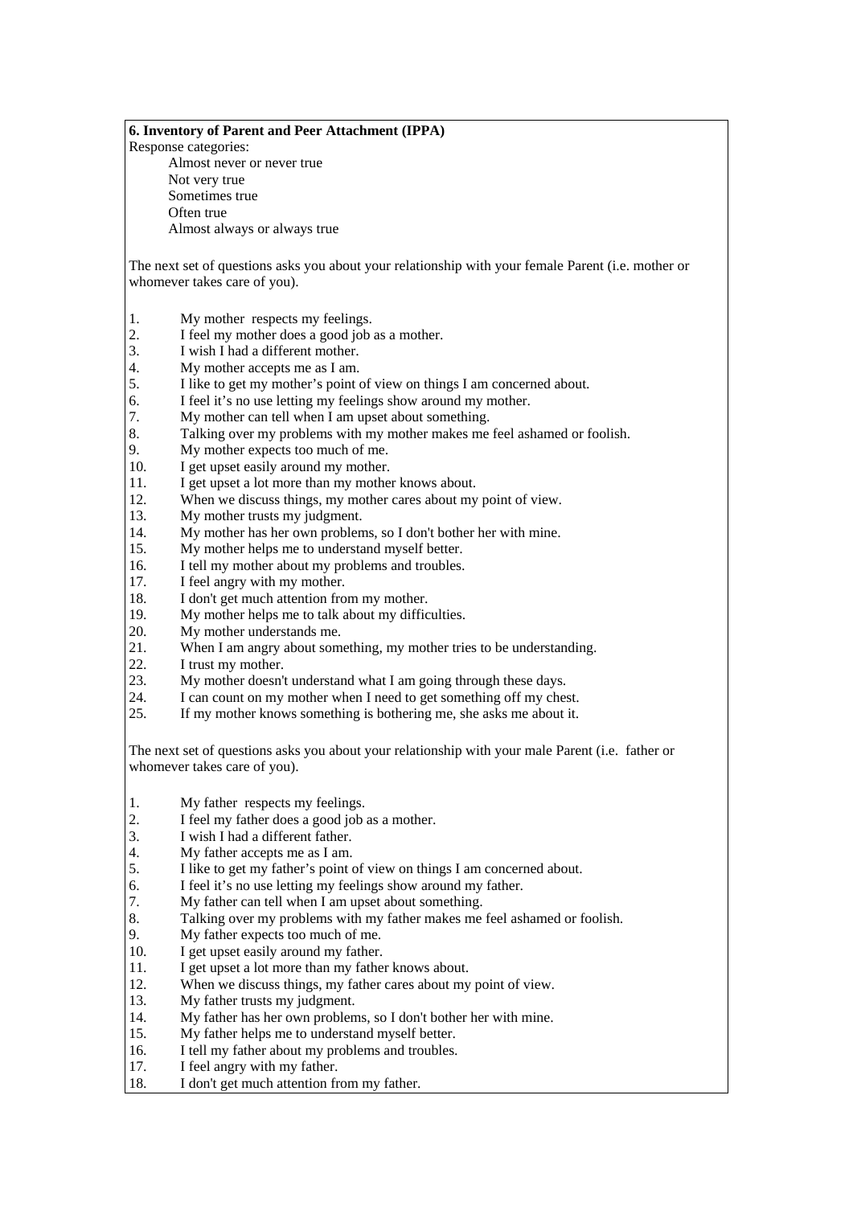**6. Inventory of Parent and Peer Attachment (IPPA)**

Response categories:

- Almost never or never true
- Not very true
- Sometimes true
- Often true
- Almost always or always true

The next set of questions asks you about your relationship with your female Parent (i.e. mother or whomever takes care of you).

1. My mother respects my feelings.
2. I feel my mother does a good job as a mother.
3. I wish I had a different mother.
4. My mother accepts me as I am.
5. I like to get my mother's point of view on things I am concerned about.
6. I feel it's no use letting my feelings show around my mother.
7. My mother can tell when I am upset about something.
8. Talking over my problems with my mother makes me feel ashamed or foolish.
9. My mother expects too much of me.
10. I get upset easily around my mother.
11. I get upset a lot more than my mother knows about.
12. When we discuss things, my mother cares about my point of view.
13. My mother trusts my judgment.
14. My mother has her own problems, so I don't bother her with mine.
15. My mother helps me to understand myself better.
16. I tell my mother about my problems and troubles.
17. I feel angry with my mother.
18. I don't get much attention from my mother.
19. My mother helps me to talk about my difficulties.
20. My mother understands me.
21. When I am angry about something, my mother tries to be understanding.
22. I trust my mother.
23. My mother doesn't understand what I am going through these days.
24. I can count on my mother when I need to get something off my chest.
25. If my mother knows something is bothering me, she asks me about it.

The next set of questions asks you about your relationship with your male Parent (i.e. father or whomever takes care of you).

1. My father respects my feelings.
2. I feel my father does a good job as a mother.
3. I wish I had a different father.
4. My father accepts me as I am.
5. I like to get my father's point of view on things I am concerned about.
6. I feel it's no use letting my feelings show around my father.
7. My father can tell when I am upset about something.
8. Talking over my problems with my father makes me feel ashamed or foolish.
9. My father expects too much of me.
10. I get upset easily around my father.
11. I get upset a lot more than my father knows about.
12. When we discuss things, my father cares about my point of view.
13. My father trusts my judgment.
14. My father has her own problems, so I don't bother her with mine.
15. My father helps me to understand myself better.
16. I tell my father about my problems and troubles.
17. I feel angry with my father.
18. I don't get much attention from my father.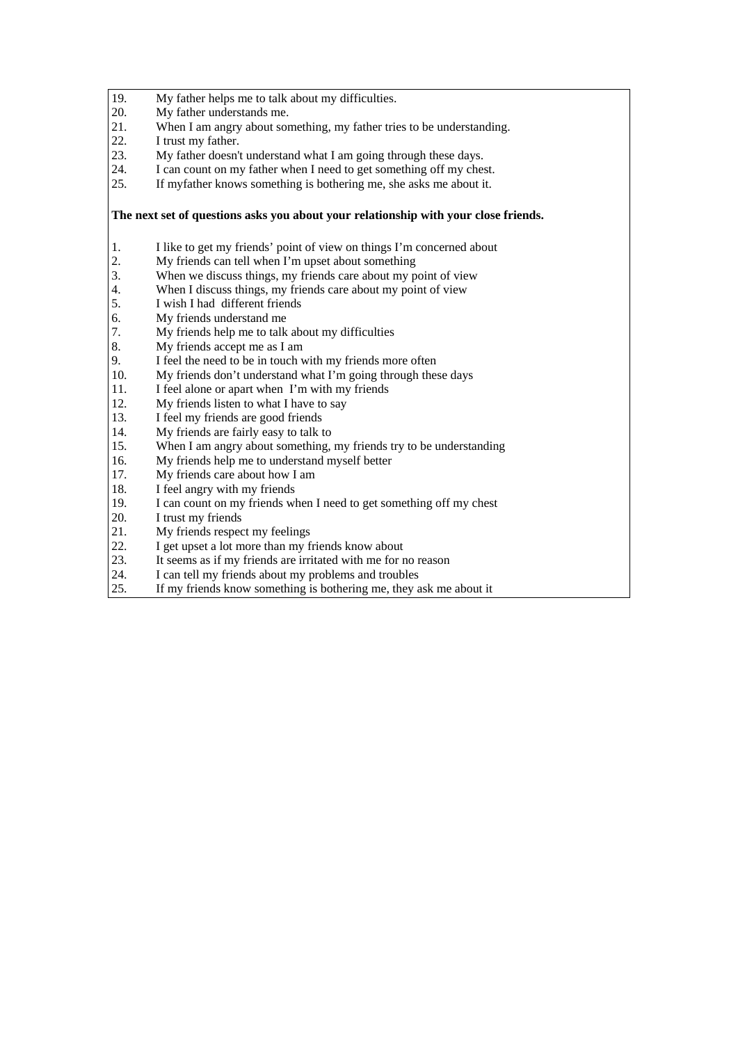19. My father helps me to talk about my difficulties.
20. My father understands me.
21. When I am angry about something, my father tries to be understanding.
22. I trust my father.
23. My father doesn't understand what I am going through these days.
24. I can count on my father when I need to get something off my chest.
25. If myfather knows something is bothering me, she asks me about it.

**The next set of questions asks you about your relationship with your close friends.**

1. I like to get my friends' point of view on things I'm concerned about
2. My friends can tell when I'm upset about something
3. When we discuss things, my friends care about my point of view
4. When I discuss things, my friends care about my point of view
5. I wish I had different friends
6. My friends understand me
7. My friends help me to talk about my difficulties
8. My friends accept me as I am
9. I feel the need to be in touch with my friends more often
10. My friends don't understand what I'm going through these days
11. I feel alone or apart when I'm with my friends
12. My friends listen to what I have to say
13. I feel my friends are good friends
14. My friends are fairly easy to talk to
15. When I am angry about something, my friends try to be understanding
16. My friends help me to understand myself better
17. My friends care about how I am
18. I feel angry with my friends
19. I can count on my friends when I need to get something off my chest
20. I trust my friends
21. My friends respect my feelings
22. I get upset a lot more than my friends know about
23. It seems as if my friends are irritated with me for no reason
24. I can tell my friends about my problems and troubles
25. If my friends know something is bothering me, they ask me about it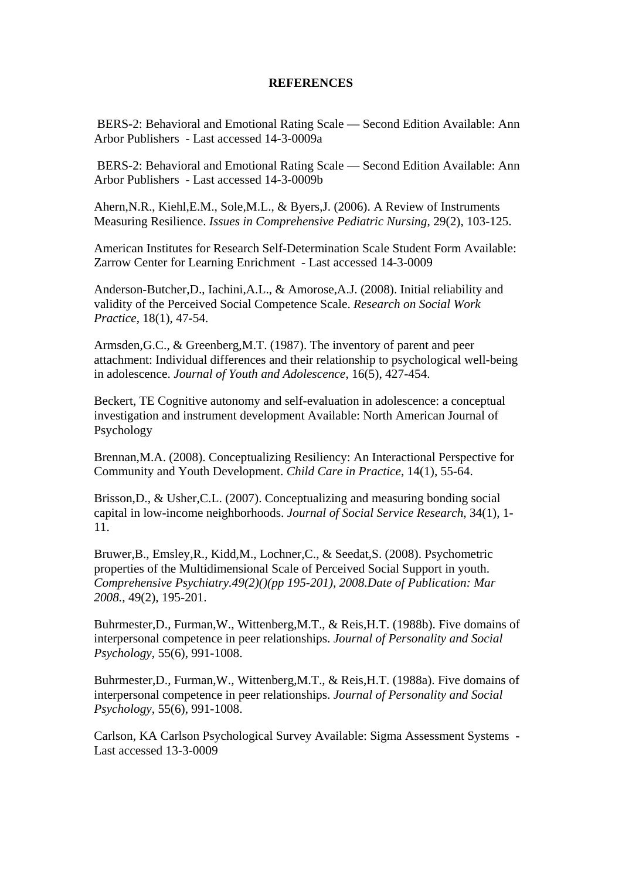**REFERENCES**

BERS-2: Behavioral and Emotional Rating Scale — Second Edition Available: Ann Arbor Publishers - Last accessed 14-3-0009a

BERS-2: Behavioral and Emotional Rating Scale — Second Edition Available: Ann Arbor Publishers - Last accessed 14-3-0009b

Ahern,N.R., Kiehl,E.M., Sole,M.L., & Byers,J. (2006). A Review of Instruments Measuring Resilience. *Issues in Comprehensive Pediatric Nursing*, 29(2), 103-125.

American Institutes for Research Self-Determination Scale Student Form Available: Zarrow Center for Learning Enrichment - Last accessed 14-3-0009

Anderson-Butcher,D., Iachini,A.L., & Amorose,A.J. (2008). Initial reliability and validity of the Perceived Social Competence Scale. *Research on Social Work Practice*, 18(1), 47-54.

Armsden,G.C., & Greenberg,M.T. (1987). The inventory of parent and peer attachment: Individual differences and their relationship to psychological well-being in adolescence. *Journal of Youth and Adolescence*, 16(5), 427-454.

Beckert, TE Cognitive autonomy and self-evaluation in adolescence: a conceptual investigation and instrument development Available: North American Journal of Psychology

Brennan,M.A. (2008). Conceptualizing Resiliency: An Interactional Perspective for Community and Youth Development. *Child Care in Practice*, 14(1), 55-64.

Brisson,D., & Usher,C.L. (2007). Conceptualizing and measuring bonding social capital in low-income neighborhoods. *Journal of Social Service Research*, 34(1), 1-11.

Bruwer,B., Emsley,R., Kidd,M., Lochner,C., & Seedat,S. (2008). Psychometric properties of the Multidimensional Scale of Perceived Social Support in youth. *Comprehensive Psychiatry.49(2)()(pp 195-201), 2008.Date of Publication: Mar 2008.*, 49(2), 195-201.

Buhrmester,D., Furman,W., Wittenberg,M.T., & Reis,H.T. (1988b). Five domains of interpersonal competence in peer relationships. *Journal of Personality and Social Psychology*, 55(6), 991-1008.

Buhrmester,D., Furman,W., Wittenberg,M.T., & Reis,H.T. (1988a). Five domains of interpersonal competence in peer relationships. *Journal of Personality and Social Psychology*, 55(6), 991-1008.

Carlson, KA Carlson Psychological Survey Available: Sigma Assessment Systems - Last accessed 13-3-0009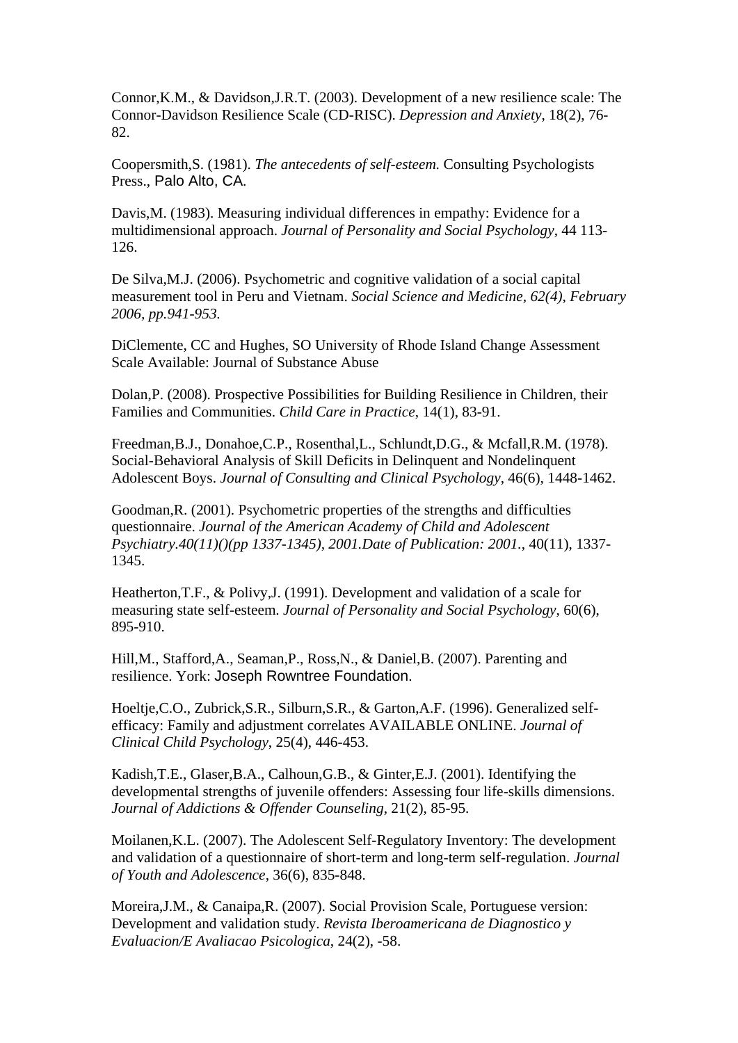Connor,K.M., & Davidson,J.R.T. (2003). Development of a new resilience scale: The Connor-Davidson Resilience Scale (CD-RISC). *Depression and Anxiety*, 18(2), 76-82.

Coopersmith,S. (1981). *The antecedents of self-esteem.* Consulting Psychologists Press., Palo Alto, CA.

Davis,M. (1983). Measuring individual differences in empathy: Evidence for a multidimensional approach. *Journal of Personality and Social Psychology*, 44 113-126.

De Silva,M.J. (2006). Psychometric and cognitive validation of a social capital measurement tool in Peru and Vietnam. *Social Science and Medicine, 62(4), February 2006, pp.941-953.*

DiClemente, CC and Hughes, SO University of Rhode Island Change Assessment Scale Available: Journal of Substance Abuse

Dolan,P. (2008). Prospective Possibilities for Building Resilience in Children, their Families and Communities. *Child Care in Practice*, 14(1), 83-91.

Freedman,B.J., Donahoe,C.P., Rosenthal,L., Schlundt,D.G., & Mcfall,R.M. (1978). Social-Behavioral Analysis of Skill Deficits in Delinquent and Nondelinquent Adolescent Boys. *Journal of Consulting and Clinical Psychology*, 46(6), 1448-1462.

Goodman,R. (2001). Psychometric properties of the strengths and difficulties questionnaire. *Journal of the American Academy of Child and Adolescent Psychiatry.40(11)()(pp 1337-1345), 2001.Date of Publication: 2001.*, 40(11), 1337-1345.

Heatherton,T.F., & Polivy,J. (1991). Development and validation of a scale for measuring state self-esteem. *Journal of Personality and Social Psychology*, 60(6), 895-910.

Hill,M., Stafford,A., Seaman,P., Ross,N., & Daniel,B. (2007). Parenting and resilience. York: Joseph Rowntree Foundation.

Hoeltje,C.O., Zubrick,S.R., Silburn,S.R., & Garton,A.F. (1996). Generalized self-efficacy: Family and adjustment correlates AVAILABLE ONLINE. *Journal of Clinical Child Psychology*, 25(4), 446-453.

Kadish,T.E., Glaser,B.A., Calhoun,G.B., & Ginter,E.J. (2001). Identifying the developmental strengths of juvenile offenders: Assessing four life-skills dimensions. *Journal of Addictions & Offender Counseling*, 21(2), 85-95.

Moilanen,K.L. (2007). The Adolescent Self-Regulatory Inventory: The development and validation of a questionnaire of short-term and long-term self-regulation. *Journal of Youth and Adolescence*, 36(6), 835-848.

Moreira,J.M., & Canaipa,R. (2007). Social Provision Scale, Portuguese version: Development and validation study. *Revista Iberoamericana de Diagnostico y Evaluacion/E Avaliacao Psicologica*, 24(2), -58.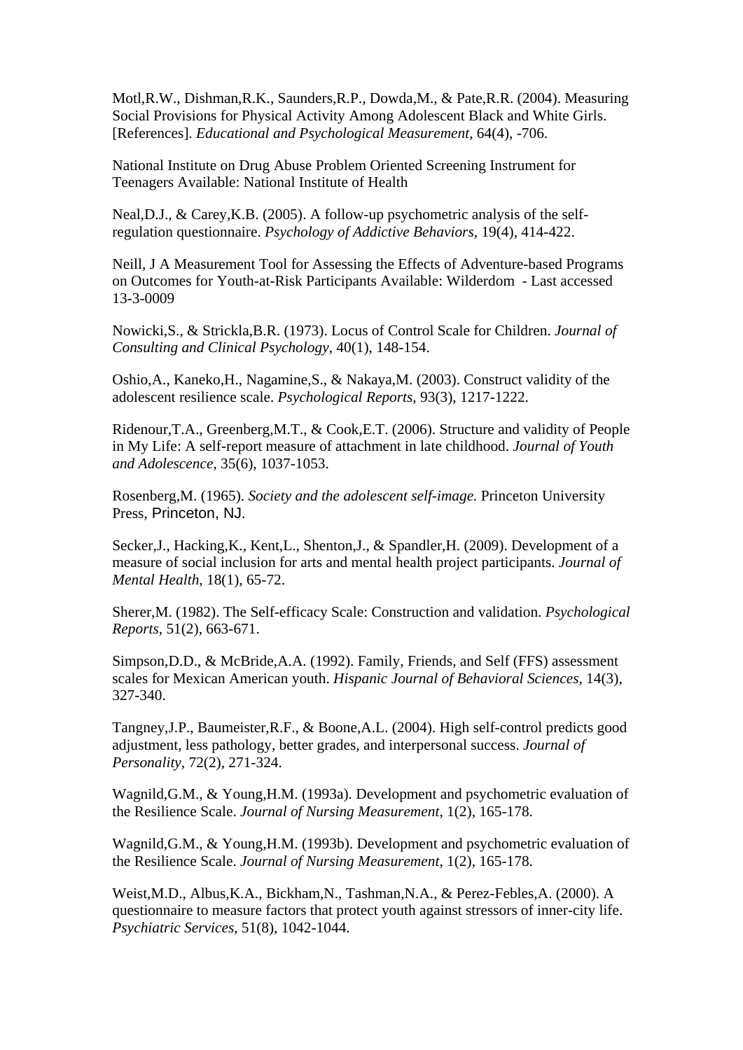Motl,R.W., Dishman,R.K., Saunders,R.P., Dowda,M., & Pate,R.R. (2004). Measuring Social Provisions for Physical Activity Among Adolescent Black and White Girls. [References]. *Educational and Psychological Measurement*, 64(4), -706.

National Institute on Drug Abuse Problem Oriented Screening Instrument for Teenagers Available: National Institute of Health

Neal,D.J., & Carey,K.B. (2005). A follow-up psychometric analysis of the self-regulation questionnaire. *Psychology of Addictive Behaviors*, 19(4), 414-422.

Neill, J A Measurement Tool for Assessing the Effects of Adventure-based Programs on Outcomes for Youth-at-Risk Participants Available: Wilderdom - Last accessed 13-3-0009

Nowicki,S., & Strickla,B.R. (1973). Locus of Control Scale for Children. *Journal of Consulting and Clinical Psychology*, 40(1), 148-154.

Oshio,A., Kaneko,H., Nagamine,S., & Nakaya,M. (2003). Construct validity of the adolescent resilience scale. *Psychological Reports*, 93(3), 1217-1222.

Ridenour,T.A., Greenberg,M.T., & Cook,E.T. (2006). Structure and validity of People in My Life: A self-report measure of attachment in late childhood. *Journal of Youth and Adolescence*, 35(6), 1037-1053.

Rosenberg,M. (1965). *Society and the adolescent self-image.* Princeton University Press, Princeton, NJ.

Secker,J., Hacking,K., Kent,L., Shenton,J., & Spandler,H. (2009). Development of a measure of social inclusion for arts and mental health project participants. *Journal of Mental Health*, 18(1), 65-72.

Sherer,M. (1982). The Self-efficacy Scale: Construction and validation. *Psychological Reports*, 51(2), 663-671.

Simpson,D.D., & McBride,A.A. (1992). Family, Friends, and Self (FFS) assessment scales for Mexican American youth. *Hispanic Journal of Behavioral Sciences*, 14(3), 327-340.

Tangney,J.P., Baumeister,R.F., & Boone,A.L. (2004). High self-control predicts good adjustment, less pathology, better grades, and interpersonal success. *Journal of Personality*, 72(2), 271-324.

Wagnild,G.M., & Young,H.M. (1993a). Development and psychometric evaluation of the Resilience Scale. *Journal of Nursing Measurement*, 1(2), 165-178.

Wagnild,G.M., & Young,H.M. (1993b). Development and psychometric evaluation of the Resilience Scale. *Journal of Nursing Measurement*, 1(2), 165-178.

Weist,M.D., Albus,K.A., Bickham,N., Tashman,N.A., & Perez-Febles,A. (2000). A questionnaire to measure factors that protect youth against stressors of inner-city life. *Psychiatric Services*, 51(8), 1042-1044.